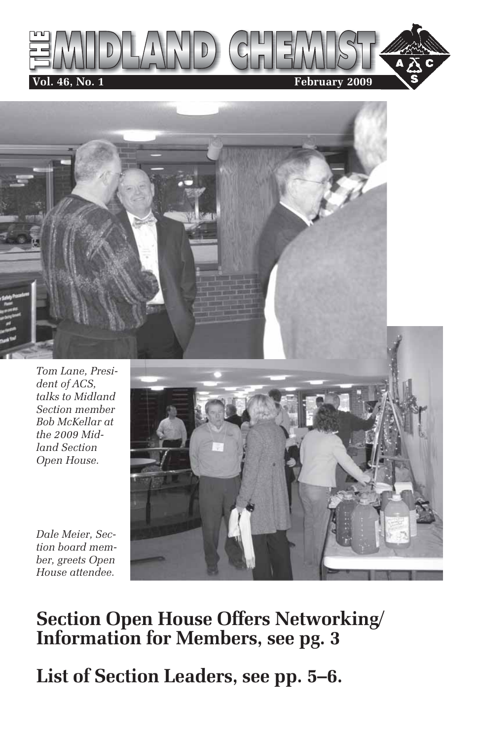# THE MIDLAND CHEMIST

**Vol. 46, No. 1** **February 2009**

*Tom Lane, President of ACS, talks to Midland Section member Bob McKellar at the 2009 Midland Section Open House.*

*Dale Meier, Section board member, greets Open House attendee.*

## Section Open House Offers Networking/ Information for Members, see pg. 3

## List of Section Leaders, see pp. 5–6.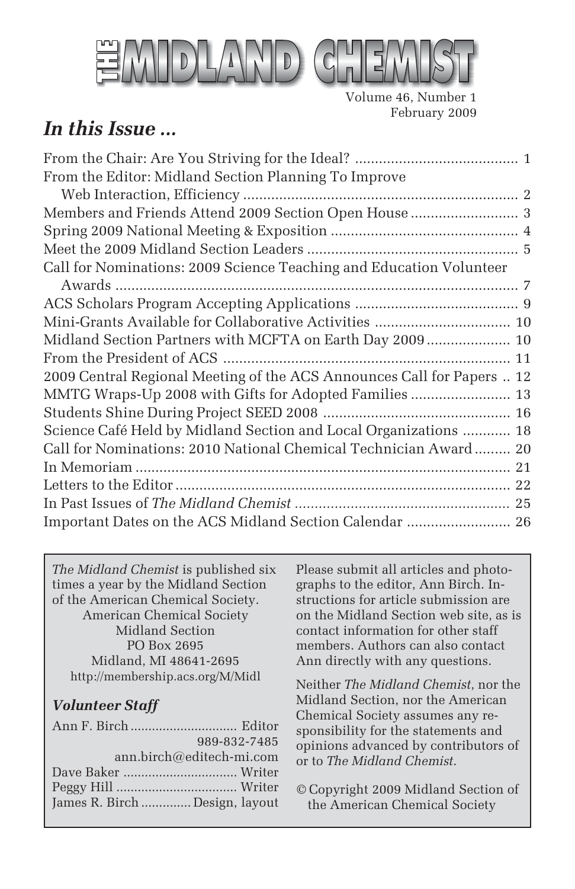# THE MIDLAND CHEMIST

Volume 46, Number 1
February 2009

## *In this Issue ...*

From the Chair: Are You Striving for the Ideal? ........................................ 1
From the Editor: Midland Section Planning To Improve Web Interaction, Efficiency .................................................................... 2
Members and Friends Attend 2009 Section Open House .......................... 3
Spring 2009 National Meeting & Exposition .............................................. 4
Meet the 2009 Midland Section Leaders .................................................... 5
Call for Nominations: 2009 Science Teaching and Education Volunteer Awards ..................................................................................... 7
ACS Scholars Program Accepting Applications ........................................ 9
Mini-Grants Available for Collaborative Activities ................................. 10
Midland Section Partners with MCFTA on Earth Day 2009 .................... 10
From the President of ACS ...................................................................... 11
2009 Central Regional Meeting of the ACS Announces Call for Papers .. 12
MMTG Wraps-Up 2008 with Gifts for Adopted Families ........................ 13
Students Shine During Project SEED 2008 .............................................. 16
Science Café Held by Midland Section and Local Organizations ............ 18
Call for Nominations: 2010 National Chemical Technician Award ......... 20
In Memoriam ............................................................................................ 21
Letters to the Editor .................................................................................. 22
In Past Issues of *The Midland Chemist* ..................................................... 25
Important Dates on the ACS Midland Section Calendar ......................... 26

*The Midland Chemist* is published six times a year by the Midland Section of the American Chemical Society.

American Chemical Society
Midland Section
PO Box 2695
Midland, MI 48641-2695
http://membership.acs.org/M/Midl

### *Volunteer Staff*

Ann F. Birch ............................. Editor
989-832-7485
ann.birch@editech-mi.com
Dave Baker ............................... Writer
Peggy Hill ................................. Writer
James R. Birch ............. Design, layout

Please submit all articles and photographs to the editor, Ann Birch. Instructions for article submission are on the Midland Section web site, as is contact information for other staff members. Authors can also contact Ann directly with any questions.

Neither *The Midland Chemist*, nor the Midland Section, nor the American Chemical Society assumes any responsibility for the statements and opinions advanced by contributors of or to *The Midland Chemist*.

© Copyright 2009 Midland Section of the American Chemical Society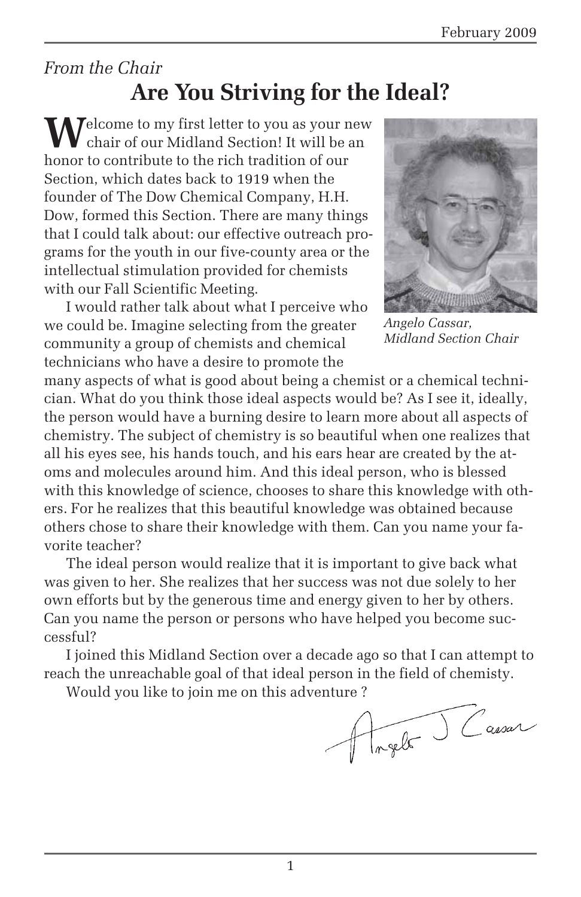*From the Chair*

# Are You Striving for the Ideal?

Welcome to my first letter to you as your new chair of our Midland Section! It will be an honor to contribute to the rich tradition of our Section, which dates back to 1919 when the founder of The Dow Chemical Company, H.H. Dow, formed this Section. There are many things that I could talk about: our effective outreach programs for the youth in our five-county area or the intellectual stimulation provided for chemists with our Fall Scientific Meeting.

*Angelo Cassar, Midland Section Chair*

I would rather talk about what I perceive who we could be. Imagine selecting from the greater community a group of chemists and chemical technicians who have a desire to promote the many aspects of what is good about being a chemist or a chemical technician. What do you think those ideal aspects would be? As I see it, ideally, the person would have a burning desire to learn more about all aspects of chemistry. The subject of chemistry is so beautiful when one realizes that all his eyes see, his hands touch, and his ears hear are created by the atoms and molecules around him. And this ideal person, who is blessed with this knowledge of science, chooses to share this knowledge with others. For he realizes that this beautiful knowledge was obtained because others chose to share their knowledge with them. Can you name your favorite teacher?

The ideal person would realize that it is important to give back what was given to her. She realizes that her success was not due solely to her own efforts but by the generous time and energy given to her by others. Can you name the person or persons who have helped you become successful?

I joined this Midland Section over a decade ago so that I can attempt to reach the unreachable goal of that ideal person in the field of chemisty.

Would you like to join me on this adventure ?

Angelo J Cassar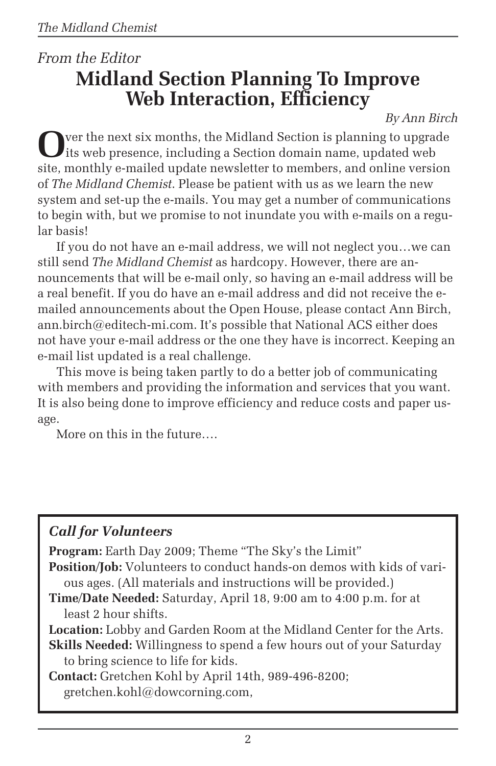*From the Editor*

# Midland Section Planning To Improve Web Interaction, Efficiency

*By Ann Birch*

Over the next six months, the Midland Section is planning to upgrade its web presence, including a Section domain name, updated web site, monthly e-mailed update newsletter to members, and online version of *The Midland Chemist*. Please be patient with us as we learn the new system and set-up the e-mails. You may get a number of communications to begin with, but we promise to not inundate you with e-mails on a regular basis!

If you do not have an e-mail address, we will not neglect you…we can still send *The Midland Chemist* as hardcopy. However, there are announcements that will be e-mail only, so having an e-mail address will be a real benefit. If you do have an e-mail address and did not receive the e-mailed announcements about the Open House, please contact Ann Birch, ann.birch@editech-mi.com. It's possible that National ACS either does not have your e-mail address or the one they have is incorrect. Keeping an e-mail list updated is a real challenge.

This move is being taken partly to do a better job of communicating with members and providing the information and services that you want. It is also being done to improve efficiency and reduce costs and paper usage.

More on this in the future….

---

### *Call for Volunteers*

**Program:** Earth Day 2009; Theme "The Sky's the Limit"

**Position/Job:** Volunteers to conduct hands-on demos with kids of various ages. (All materials and instructions will be provided.)

**Time/Date Needed:** Saturday, April 18, 9:00 am to 4:00 p.m. for at least 2 hour shifts.

**Location:** Lobby and Garden Room at the Midland Center for the Arts.

**Skills Needed:** Willingness to spend a few hours out of your Saturday to bring science to life for kids.

**Contact:** Gretchen Kohl by April 14th, 989-496-8200; gretchen.kohl@dowcorning.com,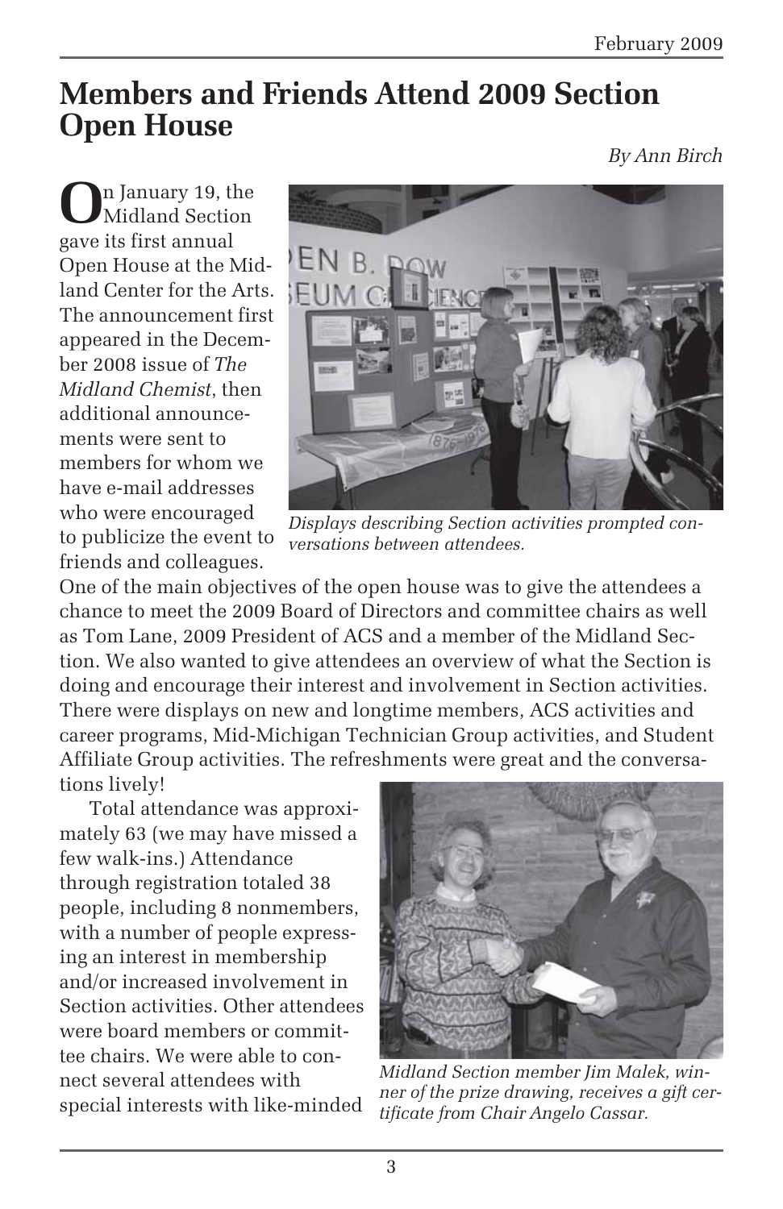# Members and Friends Attend 2009 Section Open House

*By Ann Birch*

On January 19, the Midland Section gave its first annual Open House at the Midland Center for the Arts. The announcement first appeared in the December 2008 issue of *The Midland Chemist*, then additional announcements were sent to members for whom we have e-mail addresses who were encouraged to publicize the event to friends and colleagues.

*Displays describing Section activities prompted conversations between attendees.*

One of the main objectives of the open house was to give the attendees a chance to meet the 2009 Board of Directors and committee chairs as well as Tom Lane, 2009 President of ACS and a member of the Midland Section. We also wanted to give attendees an overview of what the Section is doing and encourage their interest and involvement in Section activities. There were displays on new and longtime members, ACS activities and career programs, Mid-Michigan Technician Group activities, and Student Affiliate Group activities. The refreshments were great and the conversations lively!

Total attendance was approximately 63 (we may have missed a few walk-ins.) Attendance through registration totaled 38 people, including 8 nonmembers, with a number of people expressing an interest in membership and/or increased involvement in Section activities. Other attendees were board members or committee chairs. We were able to connect several attendees with special interests with like-minded

*Midland Section member Jim Malek, winner of the prize drawing, receives a gift certificate from Chair Angelo Cassar.*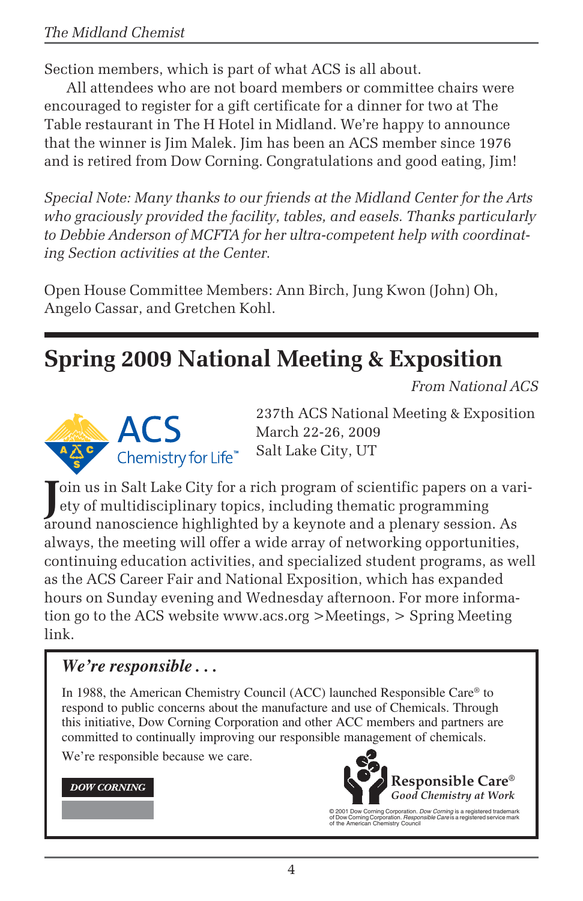Section members, which is part of what ACS is all about.

All attendees who are not board members or committee chairs were encouraged to register for a gift certificate for a dinner for two at The Table restaurant in The H Hotel in Midland. We're happy to announce that the winner is Jim Malek. Jim has been an ACS member since 1976 and is retired from Dow Corning. Congratulations and good eating, Jim!

*Special Note: Many thanks to our friends at the Midland Center for the Arts who graciously provided the facility, tables, and easels. Thanks particularly to Debbie Anderson of MCFTA for her ultra-competent help with coordinating Section activities at the Center.*

Open House Committee Members: Ann Birch, Jung Kwon (John) Oh, Angelo Cassar, and Gretchen Kohl.

## Spring 2009 National Meeting & Exposition

*From National ACS*

ACS Chemistry for Life™

237th ACS National Meeting & Exposition
March 22-26, 2009
Salt Lake City, UT

Join us in Salt Lake City for a rich program of scientific papers on a variety of multidisciplinary topics, including thematic programming around nanoscience highlighted by a keynote and a plenary session. As always, the meeting will offer a wide array of networking opportunities, continuing education activities, and specialized student programs, as well as the ACS Career Fair and National Exposition, which has expanded hours on Sunday evening and Wednesday afternoon. For more information go to the ACS website www.acs.org >Meetings, > Spring Meeting link.

---

***We're responsible . . .***

In 1988, the American Chemistry Council (ACC) launched Responsible Care® to respond to public concerns about the manufacture and use of Chemicals. Through this initiative, Dow Corning Corporation and other ACC members and partners are committed to continually improving our responsible management of chemicals.

We're responsible because we care.

**DOW CORNING**

**Responsible Care®**
*Good Chemistry at Work*

© 2001 Dow Corning Corporation. *Dow Corning* is a registered trademark of Dow Corning Corporation. *Responsible Care* is a registered service mark of the American Chemistry Council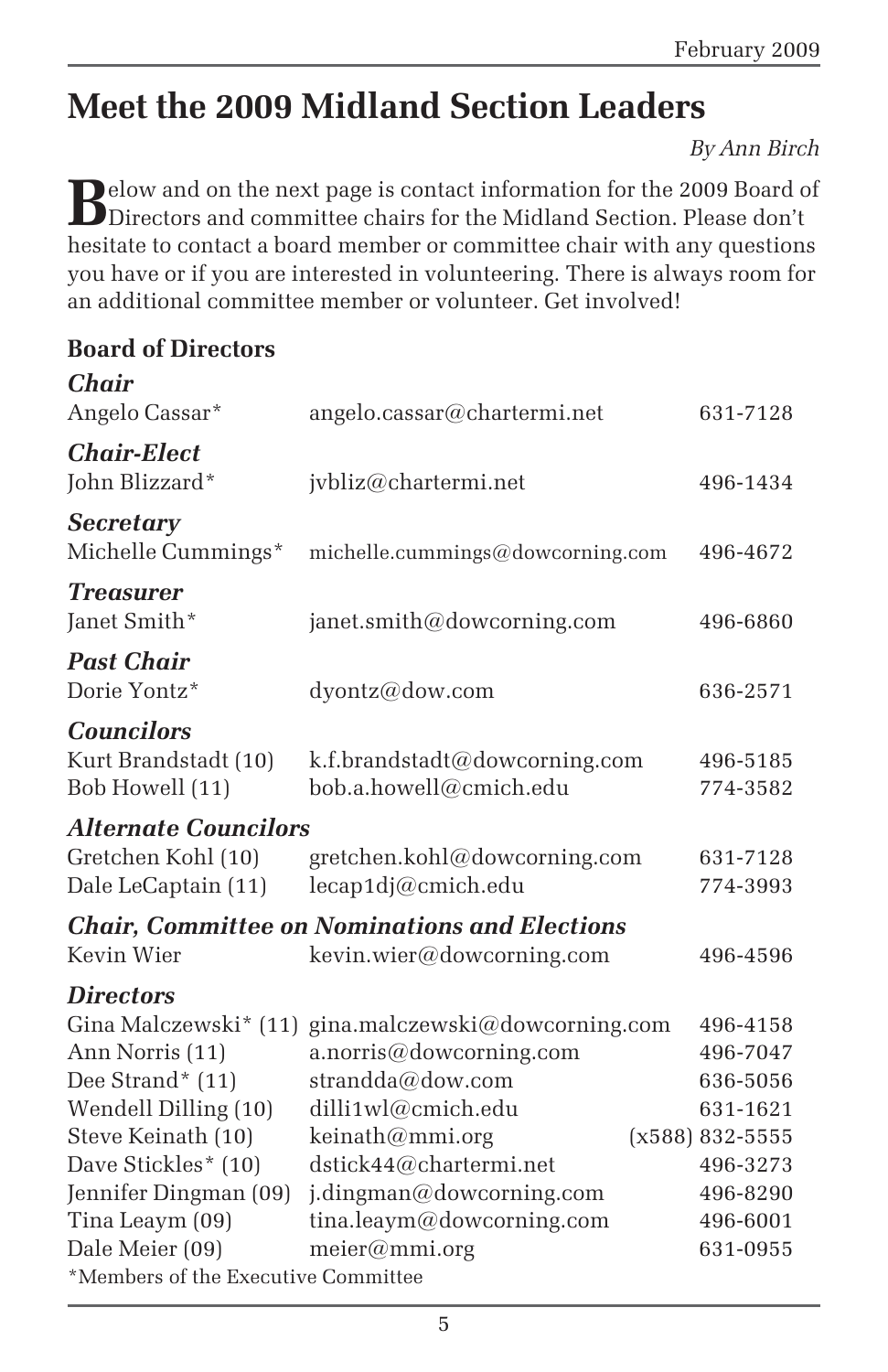# Meet the 2009 Midland Section Leaders

*By Ann Birch*

Below and on the next page is contact information for the 2009 Board of Directors and committee chairs for the Midland Section. Please don't hesitate to contact a board member or committee chair with any questions you have or if you are interested in volunteering. There is always room for an additional committee member or volunteer. Get involved!

## Board of Directors

***Chair***

| | | |
|---|---|---|
| Angelo Cassar* | angelo.cassar@chartermi.net | 631-7128 |

***Chair-Elect***

| | | |
|---|---|---|
| John Blizzard* | jvbliz@chartermi.net | 496-1434 |

***Secretary***

| | | |
|---|---|---|
| Michelle Cummings* | michelle.cummings@dowcorning.com | 496-4672 |

***Treasurer***

| | | |
|---|---|---|
| Janet Smith* | janet.smith@dowcorning.com | 496-6860 |

***Past Chair***

| | | |
|---|---|---|
| Dorie Yontz* | dyontz@dow.com | 636-2571 |

***Councilors***

| | | |
|---|---|---|
| Kurt Brandstadt (10) | k.f.brandstadt@dowcorning.com | 496-5185 |
| Bob Howell (11) | bob.a.howell@cmich.edu | 774-3582 |

***Alternate Councilors***

| | | |
|---|---|---|
| Gretchen Kohl (10) | gretchen.kohl@dowcorning.com | 631-7128 |
| Dale LeCaptain (11) | lecap1dj@cmich.edu | 774-3993 |

***Chair, Committee on Nominations and Elections***

| | | |
|---|---|---|
| Kevin Wier | kevin.wier@dowcorning.com | 496-4596 |

***Directors***

| | | |
|---|---|---|
| Gina Malczewski* (11) | gina.malczewski@dowcorning.com | 496-4158 |
| Ann Norris (11) | a.norris@dowcorning.com | 496-7047 |
| Dee Strand* (11) | strandda@dow.com | 636-5056 |
| Wendell Dilling (10) | dilli1wl@cmich.edu | 631-1621 |
| Steve Keinath (10) | keinath@mmi.org | (x588) 832-5555 |
| Dave Stickles* (10) | dstick44@chartermi.net | 496-3273 |
| Jennifer Dingman (09) | j.dingman@dowcorning.com | 496-8290 |
| Tina Leaym (09) | tina.leaym@dowcorning.com | 496-6001 |
| Dale Meier (09) | meier@mmi.org | 631-0955 |

*Members of the Executive Committee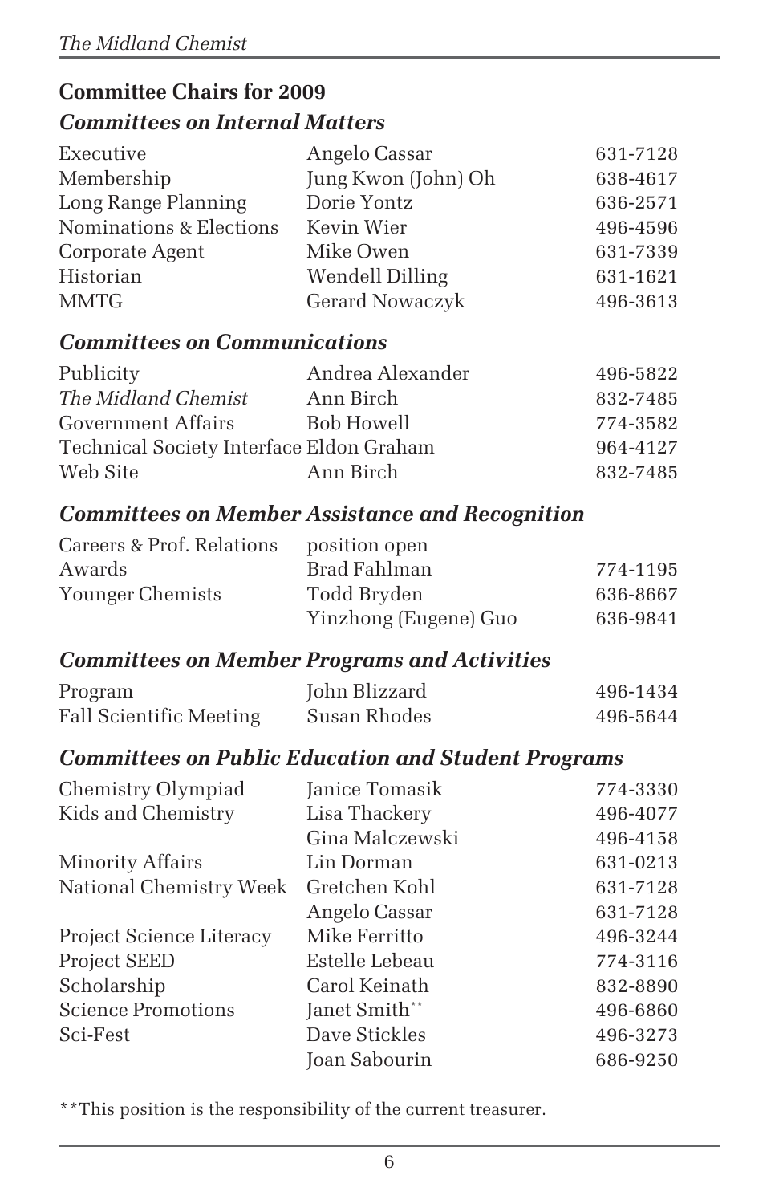## Committee Chairs for 2009

### *Committees on Internal Matters*

| | | |
|---|---|---|
| Executive | Angelo Cassar | 631-7128 |
| Membership | Jung Kwon (John) Oh | 638-4617 |
| Long Range Planning | Dorie Yontz | 636-2571 |
| Nominations & Elections | Kevin Wier | 496-4596 |
| Corporate Agent | Mike Owen | 631-7339 |
| Historian | Wendell Dilling | 631-1621 |
| MMTG | Gerard Nowaczyk | 496-3613 |

### *Committees on Communications*

| | | |
|---|---|---|
| Publicity | Andrea Alexander | 496-5822 |
| *The Midland Chemist* | Ann Birch | 832-7485 |
| Government Affairs | Bob Howell | 774-3582 |
| Technical Society Interface | Eldon Graham | 964-4127 |
| Web Site | Ann Birch | 832-7485 |

### *Committees on Member Assistance and Recognition*

| | | |
|---|---|---|
| Careers & Prof. Relations | position open | |
| Awards | Brad Fahlman | 774-1195 |
| Younger Chemists | Todd Bryden | 636-8667 |
| | Yinzhong (Eugene) Guo | 636-9841 |

### *Committees on Member Programs and Activities*

| | | |
|---|---|---|
| Program | John Blizzard | 496-1434 |
| Fall Scientific Meeting | Susan Rhodes | 496-5644 |

### *Committees on Public Education and Student Programs*

| | | |
|---|---|---|
| Chemistry Olympiad | Janice Tomasik | 774-3330 |
| Kids and Chemistry | Lisa Thackery | 496-4077 |
| | Gina Malczewski | 496-4158 |
| Minority Affairs | Lin Dorman | 631-0213 |
| National Chemistry Week | Gretchen Kohl | 631-7128 |
| | Angelo Cassar | 631-7128 |
| Project Science Literacy | Mike Ferritto | 496-3244 |
| Project SEED | Estelle Lebeau | 774-3116 |
| Scholarship | Carol Keinath | 832-8890 |
| Science Promotions | Janet Smith** | 496-6860 |
| Sci-Fest | Dave Stickles | 496-3273 |
| | Joan Sabourin | 686-9250 |

**This position is the responsibility of the current treasurer.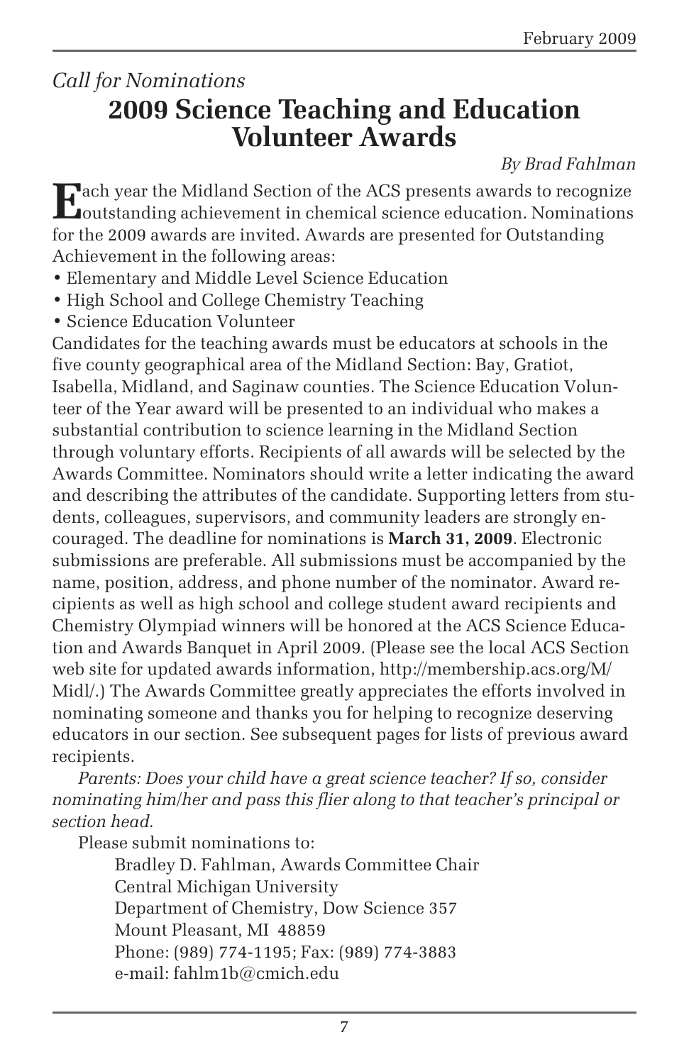*Call for Nominations*

# 2009 Science Teaching and Education Volunteer Awards

*By Brad Fahlman*

Each year the Midland Section of the ACS presents awards to recognize outstanding achievement in chemical science education. Nominations for the 2009 awards are invited. Awards are presented for Outstanding Achievement in the following areas:

- Elementary and Middle Level Science Education
- High School and College Chemistry Teaching
- Science Education Volunteer

Candidates for the teaching awards must be educators at schools in the five county geographical area of the Midland Section: Bay, Gratiot, Isabella, Midland, and Saginaw counties. The Science Education Volunteer of the Year award will be presented to an individual who makes a substantial contribution to science learning in the Midland Section through voluntary efforts. Recipients of all awards will be selected by the Awards Committee. Nominators should write a letter indicating the award and describing the attributes of the candidate. Supporting letters from students, colleagues, supervisors, and community leaders are strongly encouraged. The deadline for nominations is **March 31, 2009**. Electronic submissions are preferable. All submissions must be accompanied by the name, position, address, and phone number of the nominator. Award recipients as well as high school and college student award recipients and Chemistry Olympiad winners will be honored at the ACS Science Education and Awards Banquet in April 2009. (Please see the local ACS Section web site for updated awards information, http://membership.acs.org/M/Midl/.) The Awards Committee greatly appreciates the efforts involved in nominating someone and thanks you for helping to recognize deserving educators in our section. See subsequent pages for lists of previous award recipients.

*Parents: Does your child have a great science teacher? If so, consider nominating him/her and pass this flier along to that teacher's principal or section head.*

Please submit nominations to:

Bradley D. Fahlman, Awards Committee Chair
Central Michigan University
Department of Chemistry, Dow Science 357
Mount Pleasant, MI 48859
Phone: (989) 774-1195; Fax: (989) 774-3883
e-mail: fahlm1b@cmich.edu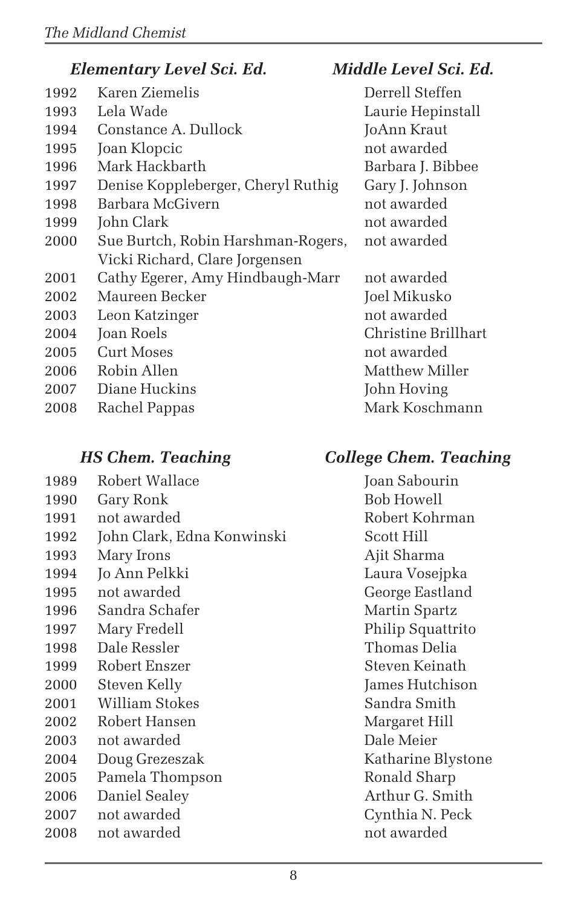| Year | *Elementary Level Sci. Ed.* | *Middle Level Sci. Ed.* |
|---|---|---|
| 1992 | Karen Ziemelis | Derrell Steffen |
| 1993 | Lela Wade | Laurie Hepinstall |
| 1994 | Constance A. Dullock | JoAnn Kraut |
| 1995 | Joan Klopcic | not awarded |
| 1996 | Mark Hackbarth | Barbara J. Bibbee |
| 1997 | Denise Koppleberger, Cheryl Ruthig | Gary J. Johnson |
| 1998 | Barbara McGivern | not awarded |
| 1999 | John Clark | not awarded |
| 2000 | Sue Burtch, Robin Harshman-Rogers, Vicki Richard, Clare Jorgensen | not awarded |
| 2001 | Cathy Egerer, Amy Hindbaugh-Marr | not awarded |
| 2002 | Maureen Becker | Joel Mikusko |
| 2003 | Leon Katzinger | not awarded |
| 2004 | Joan Roels | Christine Brillhart |
| 2005 | Curt Moses | not awarded |
| 2006 | Robin Allen | Matthew Miller |
| 2007 | Diane Huckins | John Hoving |
| 2008 | Rachel Pappas | Mark Koschmann |

| Year | *HS Chem. Teaching* | *College Chem. Teaching* |
|---|---|---|
| 1989 | Robert Wallace | Joan Sabourin |
| 1990 | Gary Ronk | Bob Howell |
| 1991 | not awarded | Robert Kohrman |
| 1992 | John Clark, Edna Konwinski | Scott Hill |
| 1993 | Mary Irons | Ajit Sharma |
| 1994 | Jo Ann Pelkki | Laura Vosejpka |
| 1995 | not awarded | George Eastland |
| 1996 | Sandra Schafer | Martin Spartz |
| 1997 | Mary Fredell | Philip Squattrito |
| 1998 | Dale Ressler | Thomas Delia |
| 1999 | Robert Enszer | Steven Keinath |
| 2000 | Steven Kelly | James Hutchison |
| 2001 | William Stokes | Sandra Smith |
| 2002 | Robert Hansen | Margaret Hill |
| 2003 | not awarded | Dale Meier |
| 2004 | Doug Grezeszak | Katharine Blystone |
| 2005 | Pamela Thompson | Ronald Sharp |
| 2006 | Daniel Sealey | Arthur G. Smith |
| 2007 | not awarded | Cynthia N. Peck |
| 2008 | not awarded | not awarded |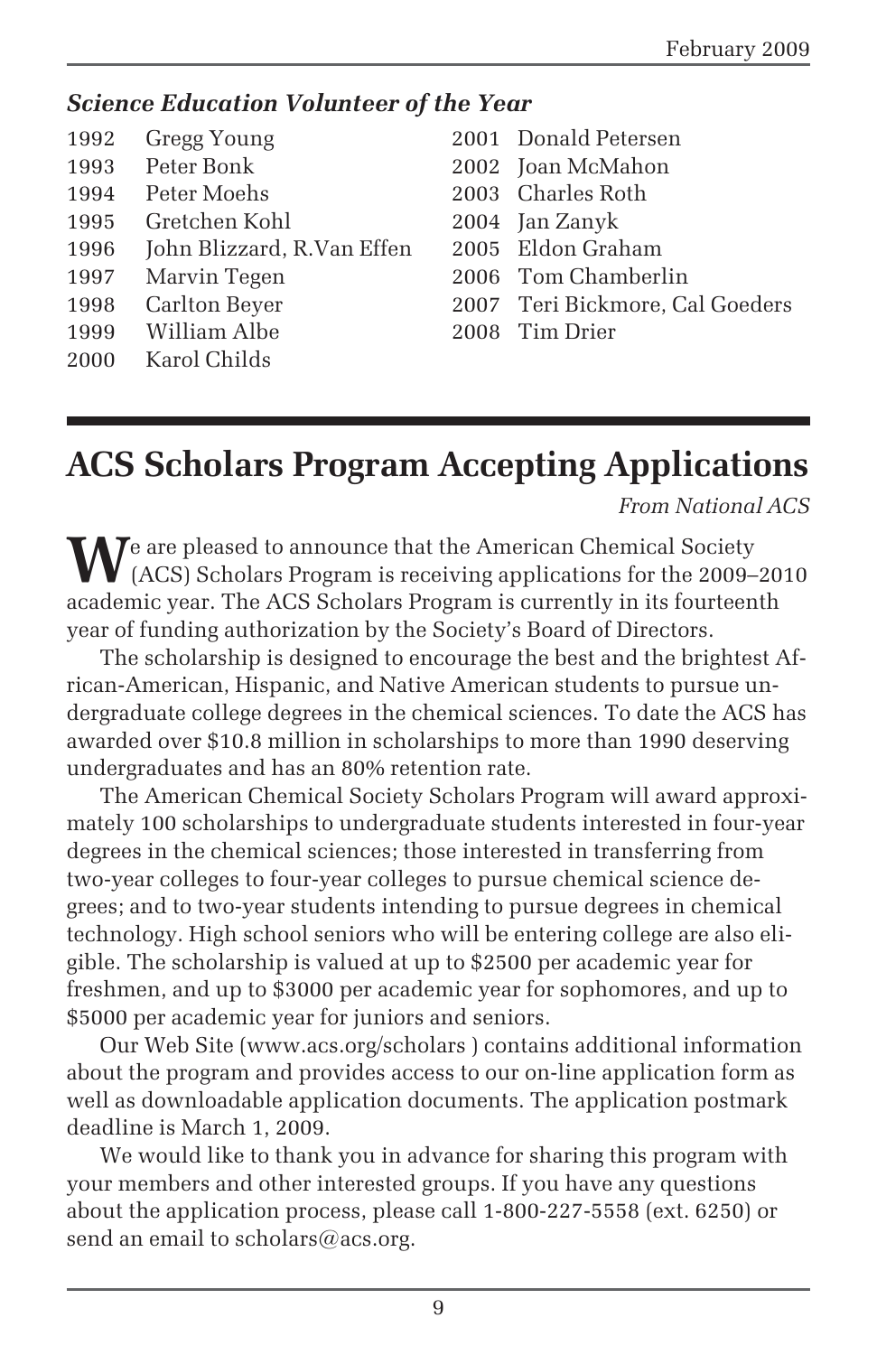### *Science Education Volunteer of the Year*

1992 Gregg Young
1993 Peter Bonk
1994 Peter Moehs
1995 Gretchen Kohl
1996 John Blizzard, R.Van Effen
1997 Marvin Tegen
1998 Carlton Beyer
1999 William Albe
2000 Karol Childs
2001 Donald Petersen
2002 Joan McMahon
2003 Charles Roth
2004 Jan Zanyk
2005 Eldon Graham
2006 Tom Chamberlin
2007 Teri Bickmore, Cal Goeders
2008 Tim Drier

# ACS Scholars Program Accepting Applications

*From National ACS*

We are pleased to announce that the American Chemical Society (ACS) Scholars Program is receiving applications for the 2009–2010 academic year. The ACS Scholars Program is currently in its fourteenth year of funding authorization by the Society's Board of Directors.

The scholarship is designed to encourage the best and the brightest African-American, Hispanic, and Native American students to pursue undergraduate college degrees in the chemical sciences. To date the ACS has awarded over $10.8 million in scholarships to more than 1990 deserving undergraduates and has an 80% retention rate.

The American Chemical Society Scholars Program will award approximately 100 scholarships to undergraduate students interested in four-year degrees in the chemical sciences; those interested in transferring from two-year colleges to four-year colleges to pursue chemical science degrees; and to two-year students intending to pursue degrees in chemical technology. High school seniors who will be entering college are also eligible. The scholarship is valued at up to $2500 per academic year for freshmen, and up to $3000 per academic year for sophomores, and up to $5000 per academic year for juniors and seniors.

Our Web Site (www.acs.org/scholars ) contains additional information about the program and provides access to our on-line application form as well as downloadable application documents. The application postmark deadline is March 1, 2009.

We would like to thank you in advance for sharing this program with your members and other interested groups. If you have any questions about the application process, please call 1-800-227-5558 (ext. 6250) or send an email to scholars@acs.org.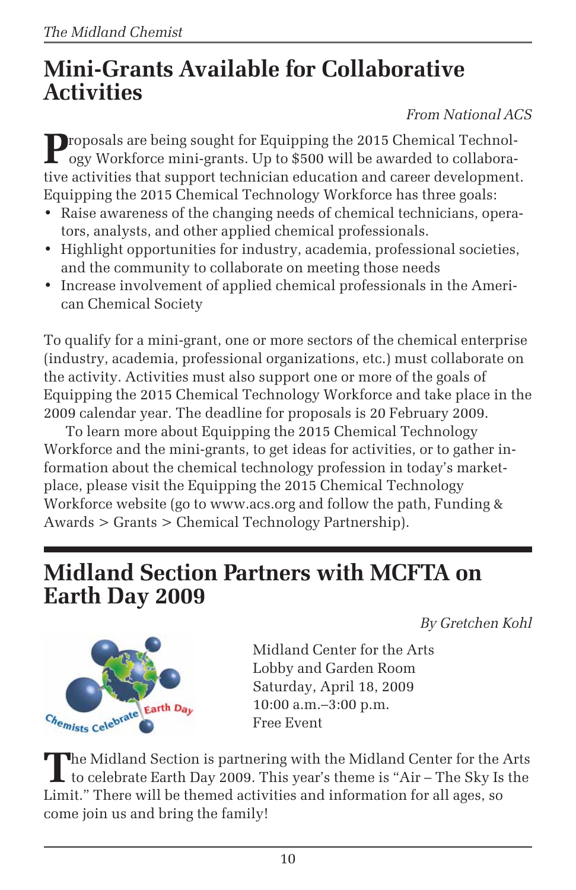# Mini-Grants Available for Collaborative Activities

*From National ACS*

Proposals are being sought for Equipping the 2015 Chemical Technology Workforce mini-grants. Up to $500 will be awarded to collaborative activities that support technician education and career development. Equipping the 2015 Chemical Technology Workforce has three goals:

- Raise awareness of the changing needs of chemical technicians, operators, analysts, and other applied chemical professionals.
- Highlight opportunities for industry, academia, professional societies, and the community to collaborate on meeting those needs
- Increase involvement of applied chemical professionals in the American Chemical Society

To qualify for a mini-grant, one or more sectors of the chemical enterprise (industry, academia, professional organizations, etc.) must collaborate on the activity. Activities must also support one or more of the goals of Equipping the 2015 Chemical Technology Workforce and take place in the 2009 calendar year. The deadline for proposals is 20 February 2009.

To learn more about Equipping the 2015 Chemical Technology Workforce and the mini-grants, to get ideas for activities, or to gather information about the chemical technology profession in today's marketplace, please visit the Equipping the 2015 Chemical Technology Workforce website (go to www.acs.org and follow the path, Funding & Awards > Grants > Chemical Technology Partnership).

# Midland Section Partners with MCFTA on Earth Day 2009

*By Gretchen Kohl*

Midland Center for the Arts
Lobby and Garden Room
Saturday, April 18, 2009
10:00 a.m.–3:00 p.m.
Free Event

The Midland Section is partnering with the Midland Center for the Arts to celebrate Earth Day 2009. This year's theme is "Air – The Sky Is the Limit." There will be themed activities and information for all ages, so come join us and bring the family!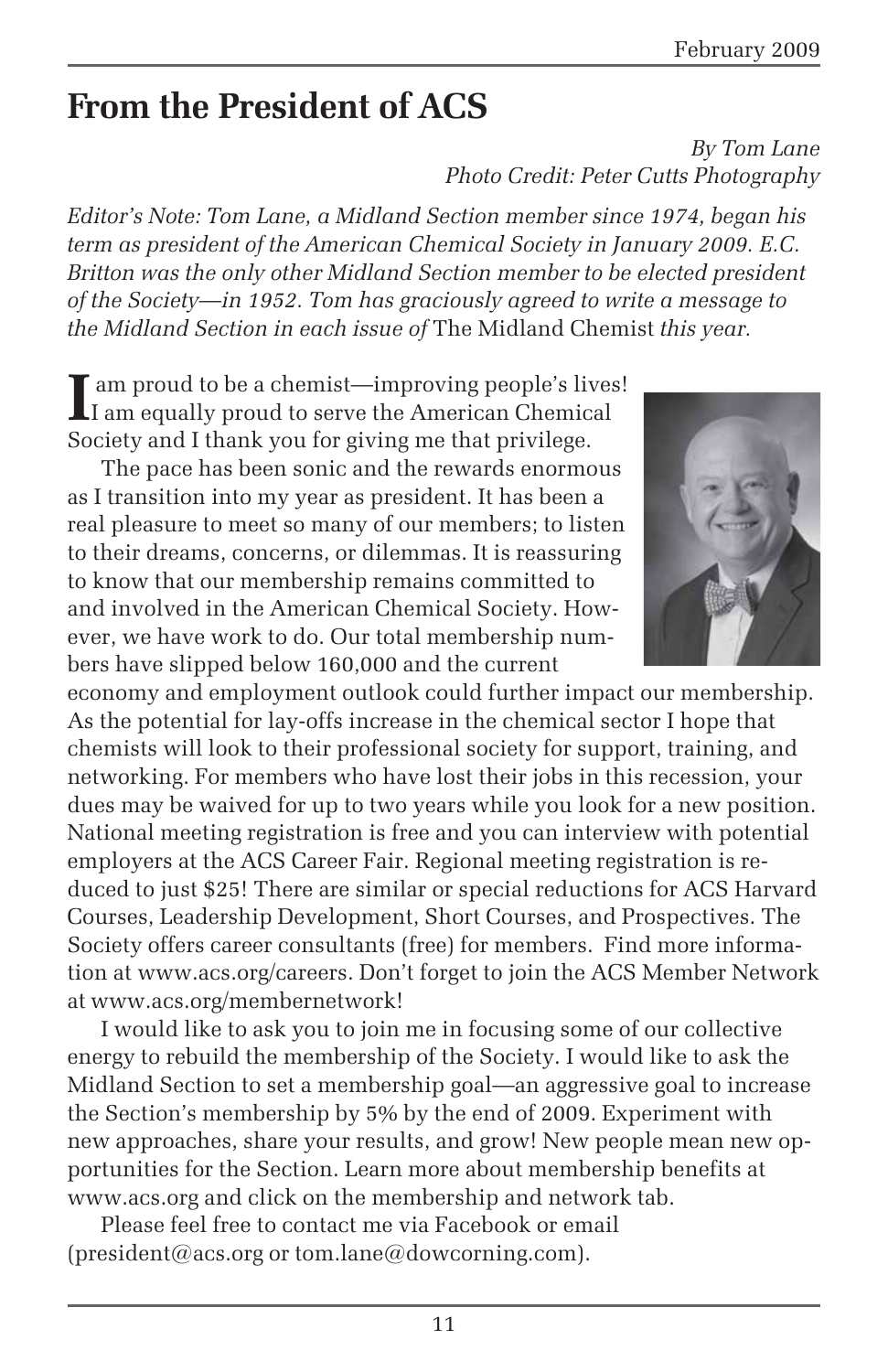# From the President of ACS

*By Tom Lane*
*Photo Credit: Peter Cutts Photography*

*Editor's Note: Tom Lane, a Midland Section member since 1974, began his term as president of the American Chemical Society in January 2009. E.C. Britton was the only other Midland Section member to be elected president of the Society—in 1952. Tom has graciously agreed to write a message to the Midland Section in each issue of* The Midland Chemist *this year.*

I am proud to be a chemist—improving people's lives! I am equally proud to serve the American Chemical Society and I thank you for giving me that privilege.

The pace has been sonic and the rewards enormous as I transition into my year as president. It has been a real pleasure to meet so many of our members; to listen to their dreams, concerns, or dilemmas. It is reassuring to know that our membership remains committed to and involved in the American Chemical Society. However, we have work to do. Our total membership numbers have slipped below 160,000 and the current economy and employment outlook could further impact our membership. As the potential for lay-offs increase in the chemical sector I hope that chemists will look to their professional society for support, training, and networking. For members who have lost their jobs in this recession, your dues may be waived for up to two years while you look for a new position. National meeting registration is free and you can interview with potential employers at the ACS Career Fair. Regional meeting registration is reduced to just $25! There are similar or special reductions for ACS Harvard Courses, Leadership Development, Short Courses, and Prospectives. The Society offers career consultants (free) for members. Find more information at www.acs.org/careers. Don't forget to join the ACS Member Network at www.acs.org/membernetwork!

I would like to ask you to join me in focusing some of our collective energy to rebuild the membership of the Society. I would like to ask the Midland Section to set a membership goal—an aggressive goal to increase the Section's membership by 5% by the end of 2009. Experiment with new approaches, share your results, and grow! New people mean new opportunities for the Section. Learn more about membership benefits at www.acs.org and click on the membership and network tab.

Please feel free to contact me via Facebook or email (president@acs.org or tom.lane@dowcorning.com).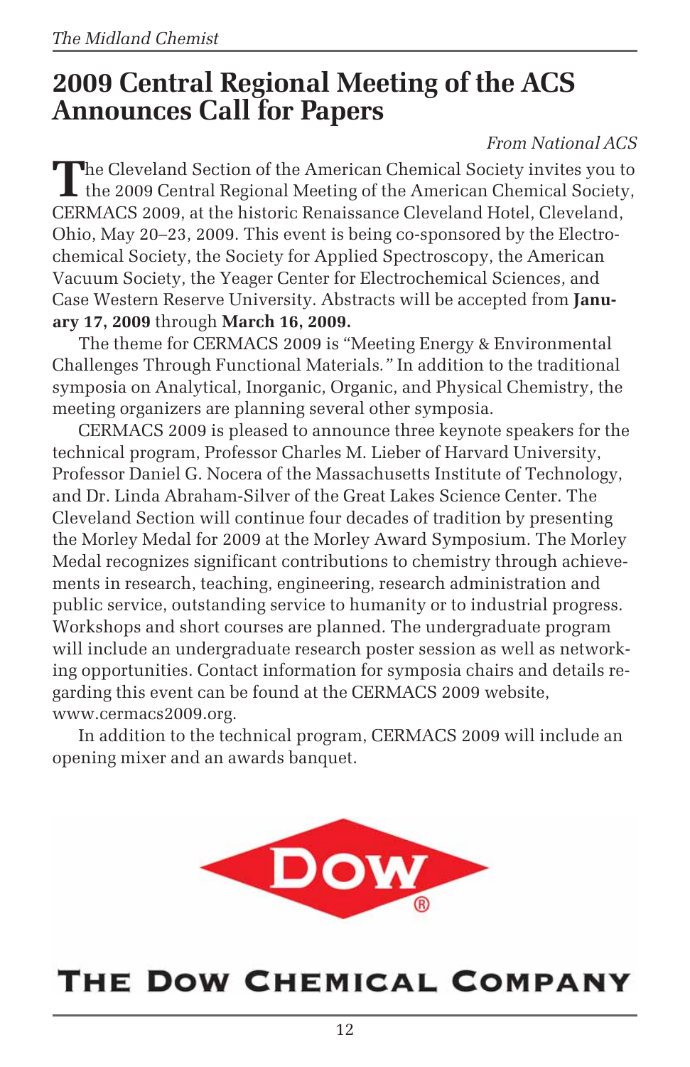# 2009 Central Regional Meeting of the ACS Announces Call for Papers

*From National ACS*

The Cleveland Section of the American Chemical Society invites you to the 2009 Central Regional Meeting of the American Chemical Society, CERMACS 2009, at the historic Renaissance Cleveland Hotel, Cleveland, Ohio, May 20–23, 2009. This event is being co-sponsored by the Electrochemical Society, the Society for Applied Spectroscopy, the American Vacuum Society, the Yeager Center for Electrochemical Sciences, and Case Western Reserve University. Abstracts will be accepted from **January 17, 2009** through **March 16, 2009.**

The theme for CERMACS 2009 is "Meeting Energy & Environmental Challenges Through Functional Materials." In addition to the traditional symposia on Analytical, Inorganic, Organic, and Physical Chemistry, the meeting organizers are planning several other symposia.

CERMACS 2009 is pleased to announce three keynote speakers for the technical program, Professor Charles M. Lieber of Harvard University, Professor Daniel G. Nocera of the Massachusetts Institute of Technology, and Dr. Linda Abraham-Silver of the Great Lakes Science Center. The Cleveland Section will continue four decades of tradition by presenting the Morley Medal for 2009 at the Morley Award Symposium. The Morley Medal recognizes significant contributions to chemistry through achievements in research, teaching, engineering, research administration and public service, outstanding service to humanity or to industrial progress. Workshops and short courses are planned. The undergraduate program will include an undergraduate research poster session as well as networking opportunities. Contact information for symposia chairs and details regarding this event can be found at the CERMACS 2009 website, www.cermacs2009.org.

In addition to the technical program, CERMACS 2009 will include an opening mixer and an awards banquet.

DOW®

THE DOW CHEMICAL COMPANY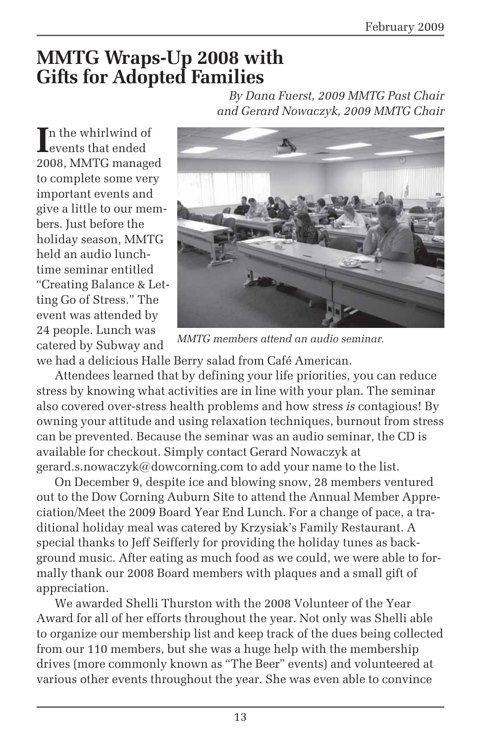# MMTG Wraps-Up 2008 with Gifts for Adopted Families

*By Dana Fuerst, 2009 MMTG Past Chair and Gerard Nowaczyk, 2009 MMTG Chair*

In the whirlwind of events that ended 2008, MMTG managed to complete some very important events and give a little to our members. Just before the holiday season, MMTG held an audio lunchtime seminar entitled "Creating Balance & Letting Go of Stress." The event was attended by 24 people. Lunch was catered by Subway and we had a delicious Halle Berry salad from Café American.

*MMTG members attend an audio seminar.*

Attendees learned that by defining your life priorities, you can reduce stress by knowing what activities are in line with your plan. The seminar also covered over-stress health problems and how stress *is* contagious! By owning your attitude and using relaxation techniques, burnout from stress can be prevented. Because the seminar was an audio seminar, the CD is available for checkout. Simply contact Gerard Nowaczyk at gerard.s.nowaczyk@dowcorning.com to add your name to the list.

On December 9, despite ice and blowing snow, 28 members ventured out to the Dow Corning Auburn Site to attend the Annual Member Appreciation/Meet the 2009 Board Year End Lunch. For a change of pace, a traditional holiday meal was catered by Krzysiak's Family Restaurant. A special thanks to Jeff Seifferly for providing the holiday tunes as background music. After eating as much food as we could, we were able to formally thank our 2008 Board members with plaques and a small gift of appreciation.

We awarded Shelli Thurston with the 2008 Volunteer of the Year Award for all of her efforts throughout the year. Not only was Shelli able to organize our membership list and keep track of the dues being collected from our 110 members, but she was a huge help with the membership drives (more commonly known as "The Beer" events) and volunteered at various other events throughout the year. She was even able to convince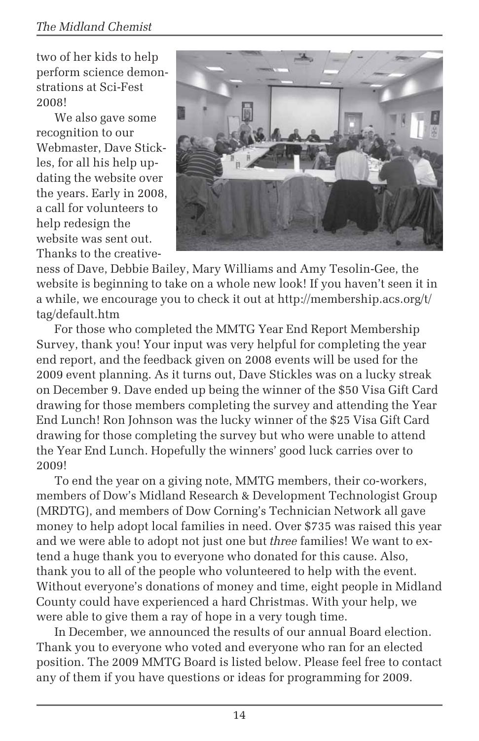two of her kids to help perform science demonstrations at Sci-Fest 2008!

We also gave some recognition to our Webmaster, Dave Stickles, for all his help updating the website over the years. Early in 2008, a call for volunteers to help redesign the website was sent out. Thanks to the creativeness of Dave, Debbie Bailey, Mary Williams and Amy Tesolin-Gee, the website is beginning to take on a whole new look! If you haven't seen it in a while, we encourage you to check it out at http://membership.acs.org/t/tag/default.htm

For those who completed the MMTG Year End Report Membership Survey, thank you! Your input was very helpful for completing the year end report, and the feedback given on 2008 events will be used for the 2009 event planning. As it turns out, Dave Stickles was on a lucky streak on December 9. Dave ended up being the winner of the $50 Visa Gift Card drawing for those members completing the survey and attending the Year End Lunch! Ron Johnson was the lucky winner of the $25 Visa Gift Card drawing for those completing the survey but who were unable to attend the Year End Lunch. Hopefully the winners' good luck carries over to 2009!

To end the year on a giving note, MMTG members, their co-workers, members of Dow's Midland Research & Development Technologist Group (MRDTG), and members of Dow Corning's Technician Network all gave money to help adopt local families in need. Over $735 was raised this year and we were able to adopt not just one but *three* families! We want to extend a huge thank you to everyone who donated for this cause. Also, thank you to all of the people who volunteered to help with the event. Without everyone's donations of money and time, eight people in Midland County could have experienced a hard Christmas. With your help, we were able to give them a ray of hope in a very tough time.

In December, we announced the results of our annual Board election. Thank you to everyone who voted and everyone who ran for an elected position. The 2009 MMTG Board is listed below. Please feel free to contact any of them if you have questions or ideas for programming for 2009.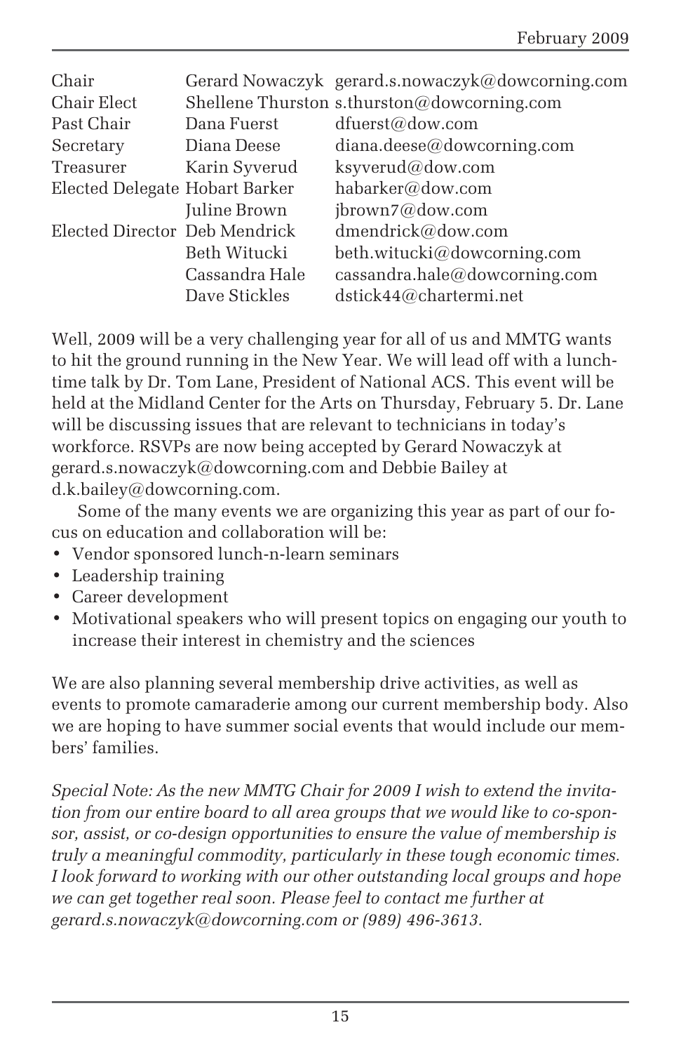| | | |
|---|---|---|
| Chair | Gerard Nowaczyk | gerard.s.nowaczyk@dowcorning.com |
| Chair Elect | Shellene Thurston | s.thurston@dowcorning.com |
| Past Chair | Dana Fuerst | dfuerst@dow.com |
| Secretary | Diana Deese | diana.deese@dowcorning.com |
| Treasurer | Karin Syverud | ksyverud@dow.com |
| Elected Delegate | Hobart Barker | habarker@dow.com |
| | Juline Brown | jbrown7@dow.com |
| Elected Director | Deb Mendrick | dmendrick@dow.com |
| | Beth Witucki | beth.witucki@dowcorning.com |
| | Cassandra Hale | cassandra.hale@dowcorning.com |
| | Dave Stickles | dstick44@chartermi.net |

Well, 2009 will be a very challenging year for all of us and MMTG wants to hit the ground running in the New Year. We will lead off with a lunchtime talk by Dr. Tom Lane, President of National ACS. This event will be held at the Midland Center for the Arts on Thursday, February 5. Dr. Lane will be discussing issues that are relevant to technicians in today's workforce. RSVPs are now being accepted by Gerard Nowaczyk at gerard.s.nowaczyk@dowcorning.com and Debbie Bailey at d.k.bailey@dowcorning.com.

Some of the many events we are organizing this year as part of our focus on education and collaboration will be:

- Vendor sponsored lunch-n-learn seminars
- Leadership training
- Career development
- Motivational speakers who will present topics on engaging our youth to increase their interest in chemistry and the sciences

We are also planning several membership drive activities, as well as events to promote camaraderie among our current membership body. Also we are hoping to have summer social events that would include our members' families.

*Special Note: As the new MMTG Chair for 2009 I wish to extend the invitation from our entire board to all area groups that we would like to co-sponsor, assist, or co-design opportunities to ensure the value of membership is truly a meaningful commodity, particularly in these tough economic times. I look forward to working with our other outstanding local groups and hope we can get together real soon. Please feel to contact me further at gerard.s.nowaczyk@dowcorning.com or (989) 496-3613.*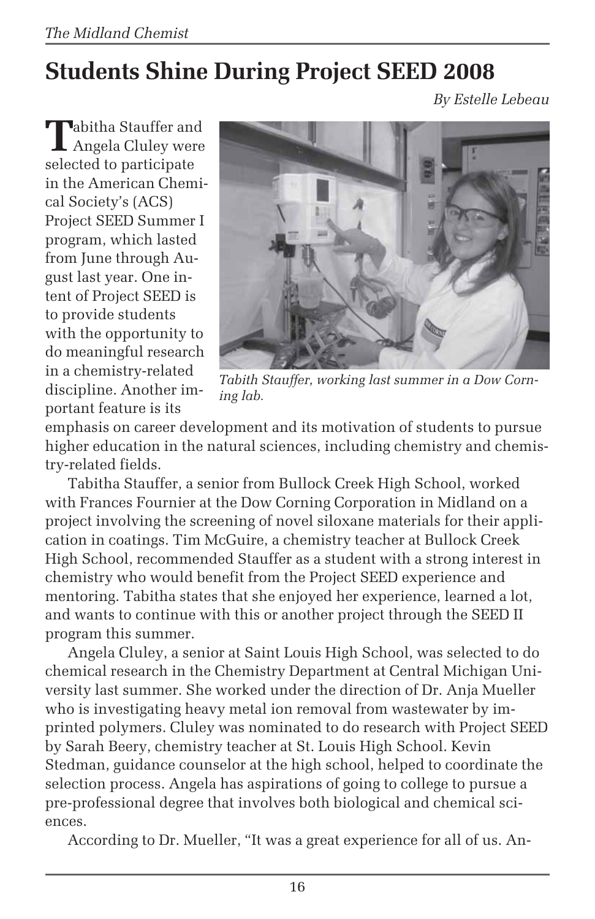# Students Shine During Project SEED 2008

*By Estelle Lebeau*

Tabitha Stauffer and Angela Cluley were selected to participate in the American Chemical Society's (ACS) Project SEED Summer I program, which lasted from June through August last year. One intent of Project SEED is to provide students with the opportunity to do meaningful research in a chemistry-related discipline. Another important feature is its emphasis on career development and its motivation of students to pursue higher education in the natural sciences, including chemistry and chemistry-related fields.

*Tabith Stauffer, working last summer in a Dow Corning lab.*

Tabitha Stauffer, a senior from Bullock Creek High School, worked with Frances Fournier at the Dow Corning Corporation in Midland on a project involving the screening of novel siloxane materials for their application in coatings. Tim McGuire, a chemistry teacher at Bullock Creek High School, recommended Stauffer as a student with a strong interest in chemistry who would benefit from the Project SEED experience and mentoring. Tabitha states that she enjoyed her experience, learned a lot, and wants to continue with this or another project through the SEED II program this summer.

Angela Cluley, a senior at Saint Louis High School, was selected to do chemical research in the Chemistry Department at Central Michigan University last summer. She worked under the direction of Dr. Anja Mueller who is investigating heavy metal ion removal from wastewater by imprinted polymers. Cluley was nominated to do research with Project SEED by Sarah Beery, chemistry teacher at St. Louis High School. Kevin Stedman, guidance counselor at the high school, helped to coordinate the selection process. Angela has aspirations of going to college to pursue a pre-professional degree that involves both biological and chemical sciences.

According to Dr. Mueller, "It was a great experience for all of us. An-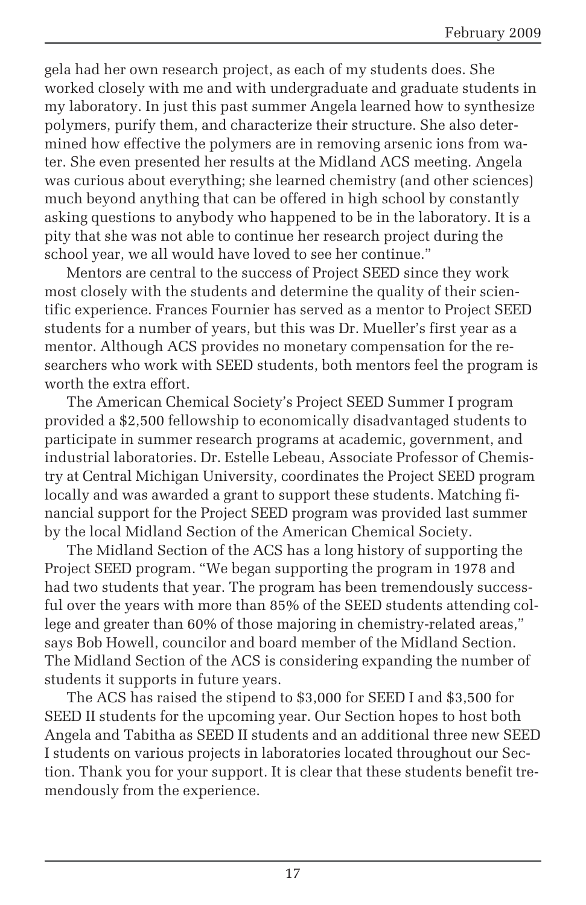gela had her own research project, as each of my students does. She worked closely with me and with undergraduate and graduate students in my laboratory. In just this past summer Angela learned how to synthesize polymers, purify them, and characterize their structure. She also determined how effective the polymers are in removing arsenic ions from water. She even presented her results at the Midland ACS meeting. Angela was curious about everything; she learned chemistry (and other sciences) much beyond anything that can be offered in high school by constantly asking questions to anybody who happened to be in the laboratory. It is a pity that she was not able to continue her research project during the school year, we all would have loved to see her continue."

Mentors are central to the success of Project SEED since they work most closely with the students and determine the quality of their scientific experience. Frances Fournier has served as a mentor to Project SEED students for a number of years, but this was Dr. Mueller's first year as a mentor. Although ACS provides no monetary compensation for the researchers who work with SEED students, both mentors feel the program is worth the extra effort.

The American Chemical Society's Project SEED Summer I program provided a $2,500 fellowship to economically disadvantaged students to participate in summer research programs at academic, government, and industrial laboratories. Dr. Estelle Lebeau, Associate Professor of Chemistry at Central Michigan University, coordinates the Project SEED program locally and was awarded a grant to support these students. Matching financial support for the Project SEED program was provided last summer by the local Midland Section of the American Chemical Society.

The Midland Section of the ACS has a long history of supporting the Project SEED program. "We began supporting the program in 1978 and had two students that year. The program has been tremendously successful over the years with more than 85% of the SEED students attending college and greater than 60% of those majoring in chemistry-related areas," says Bob Howell, councilor and board member of the Midland Section. The Midland Section of the ACS is considering expanding the number of students it supports in future years.

The ACS has raised the stipend to $3,000 for SEED I and $3,500 for SEED II students for the upcoming year. Our Section hopes to host both Angela and Tabitha as SEED II students and an additional three new SEED I students on various projects in laboratories located throughout our Section. Thank you for your support. It is clear that these students benefit tremendously from the experience.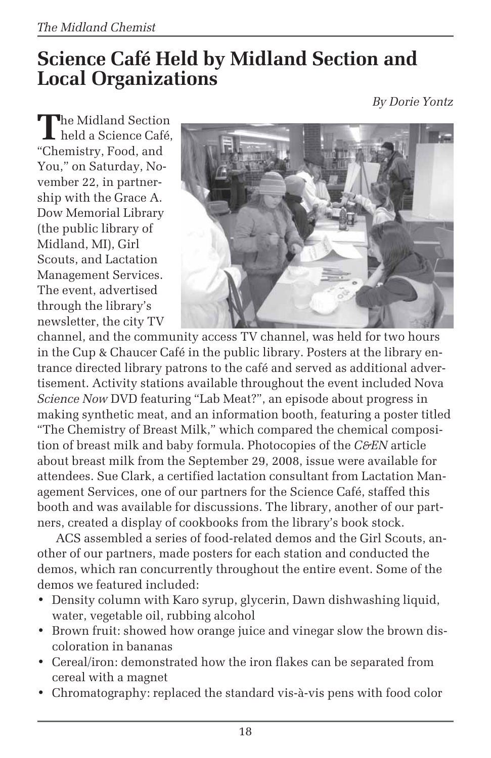# Science Café Held by Midland Section and Local Organizations

*By Dorie Yontz*

The Midland Section held a Science Café, "Chemistry, Food, and You," on Saturday, November 22, in partnership with the Grace A. Dow Memorial Library (the public library of Midland, MI), Girl Scouts, and Lactation Management Services. The event, advertised through the library's newsletter, the city TV channel, and the community access TV channel, was held for two hours in the Cup & Chaucer Café in the public library. Posters at the library entrance directed library patrons to the café and served as additional advertisement. Activity stations available throughout the event included Nova *Science Now* DVD featuring "Lab Meat?", an episode about progress in making synthetic meat, and an information booth, featuring a poster titled "The Chemistry of Breast Milk," which compared the chemical composition of breast milk and baby formula. Photocopies of the *C&EN* article about breast milk from the September 29, 2008, issue were available for attendees. Sue Clark, a certified lactation consultant from Lactation Management Services, one of our partners for the Science Café, staffed this booth and was available for discussions. The library, another of our partners, created a display of cookbooks from the library's book stock.

ACS assembled a series of food-related demos and the Girl Scouts, another of our partners, made posters for each station and conducted the demos, which ran concurrently throughout the entire event. Some of the demos we featured included:

- Density column with Karo syrup, glycerin, Dawn dishwashing liquid, water, vegetable oil, rubbing alcohol
- Brown fruit: showed how orange juice and vinegar slow the brown discoloration in bananas
- Cereal/iron: demonstrated how the iron flakes can be separated from cereal with a magnet
- Chromatography: replaced the standard vis-à-vis pens with food color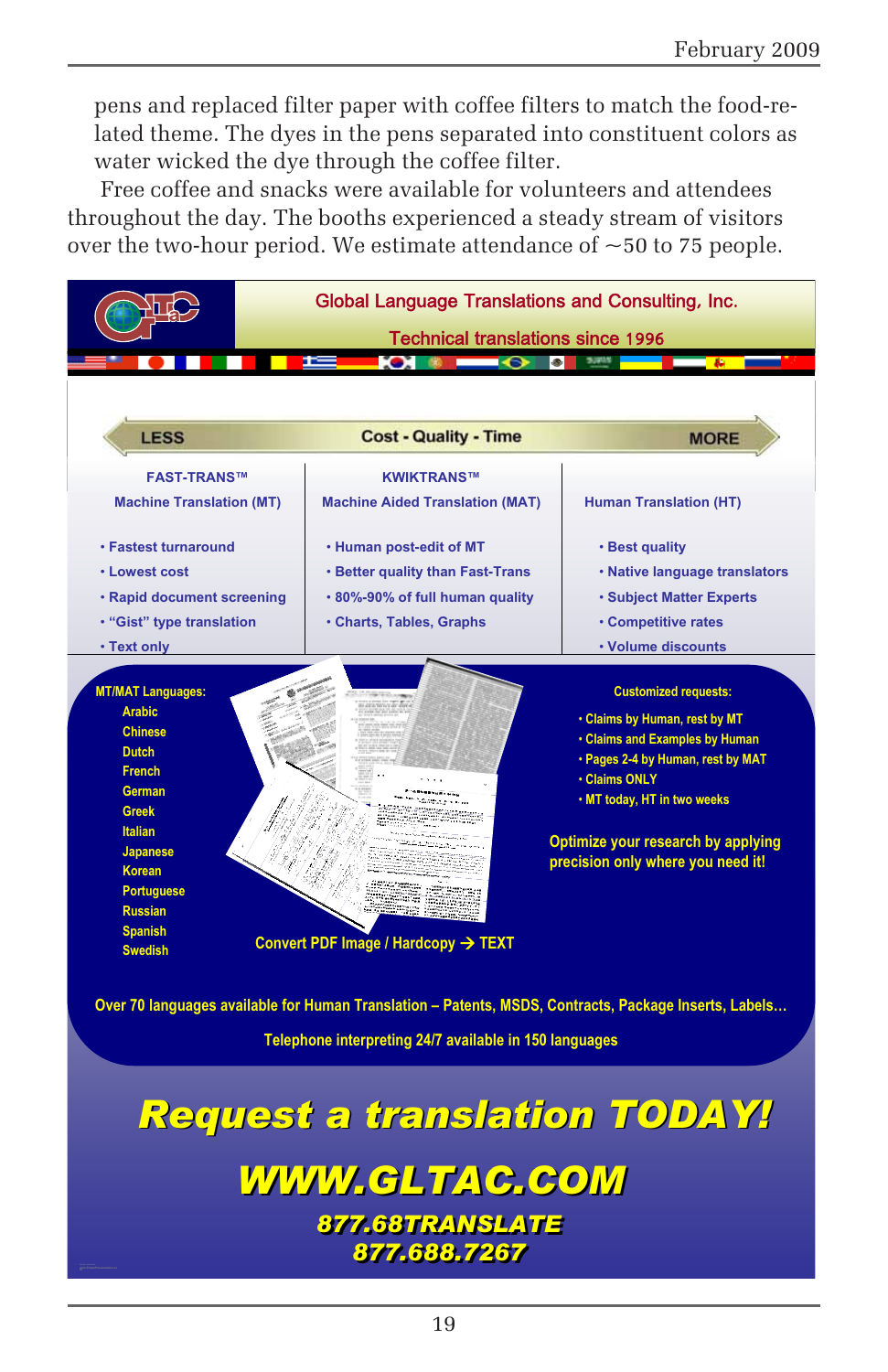pens and replaced filter paper with coffee filters to match the food-related theme. The dyes in the pens separated into constituent colors as water wicked the dye through the coffee filter.

Free coffee and snacks were available for volunteers and attendees throughout the day. The booths experienced a steady stream of visitors over the two-hour period. We estimate attendance of ~50 to 75 people.

**Global Language Translations and Consulting, Inc.**

**Technical translations since 1996**

**LESS — Cost - Quality - Time — MORE**

| FAST-TRANS™ Machine Translation (MT) | KWIKTRANS™ Machine Aided Translation (MAT) | Human Translation (HT) |
| --- | --- | --- |
| • Fastest turnaround | • Human post-edit of MT | • Best quality |
| • Lowest cost | • Better quality than Fast-Trans | • Native language translators |
| • Rapid document screening | • 80%-90% of full human quality | • Subject Matter Experts |
| • "Gist" type translation | • Charts, Tables, Graphs | • Competitive rates |
| • Text only | | • Volume discounts |

**MT/MAT Languages:**
- Arabic
- Chinese
- Dutch
- French
- German
- Greek
- Italian
- Japanese
- Korean
- Portuguese
- Russian
- Spanish
- Swedish

Convert PDF Image / Hardcopy → TEXT

**Customized requests:**
- Claims by Human, rest by MT
- Claims and Examples by Human
- Pages 2-4 by Human, rest by MAT
- Claims ONLY
- MT today, HT in two weeks

Optimize your research by applying precision only where you need it!

Over 70 languages available for Human Translation – Patents, MSDS, Contracts, Package Inserts, Labels…

Telephone interpreting 24/7 available in 150 languages

***Request a translation TODAY!***

***WWW.GLTAC.COM***

***877.68TRANSLATE***
***877.688.7267***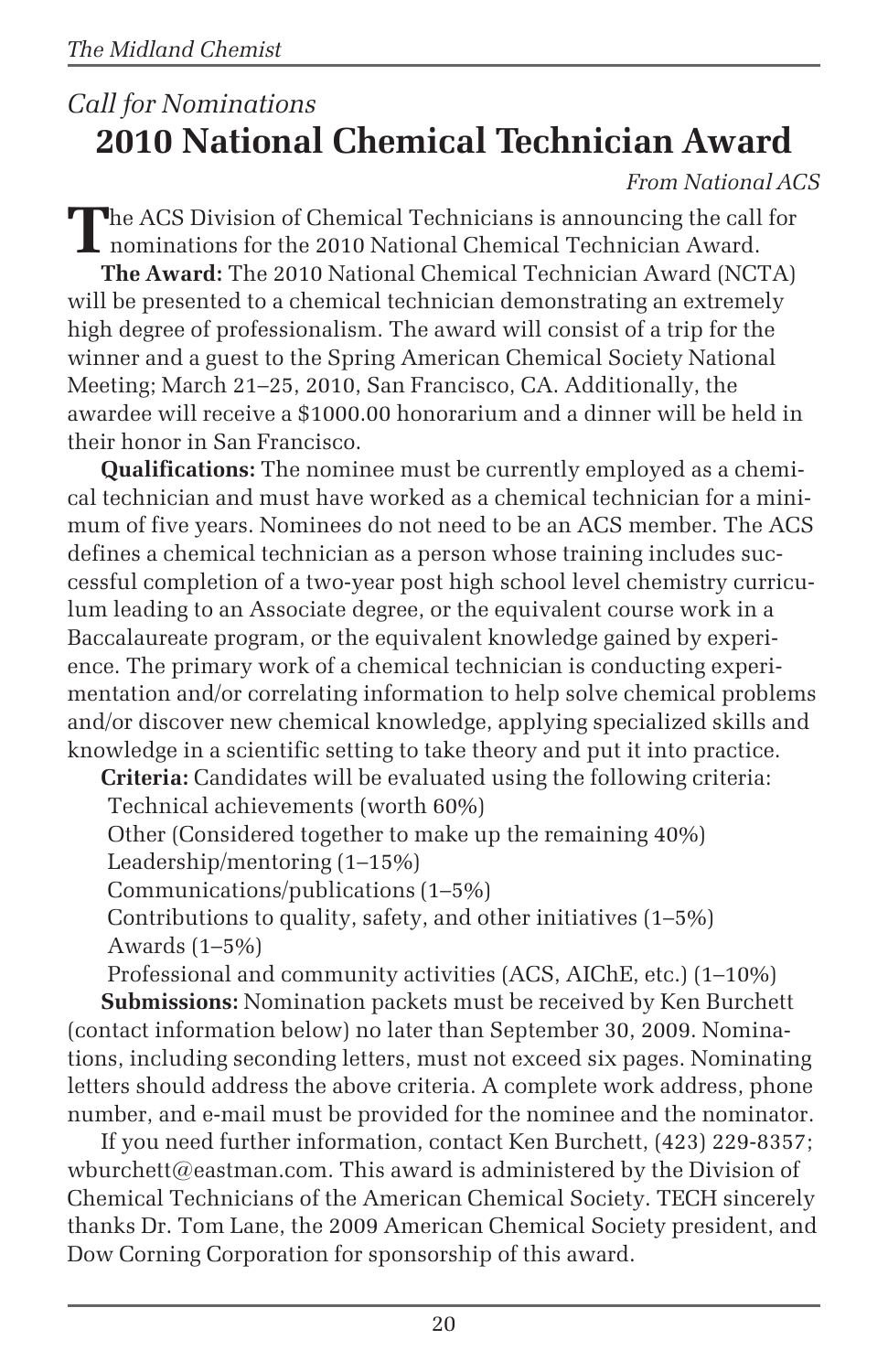*Call for Nominations*

# 2010 National Chemical Technician Award

*From National ACS*

The ACS Division of Chemical Technicians is announcing the call for nominations for the 2010 National Chemical Technician Award.

**The Award:** The 2010 National Chemical Technician Award (NCTA) will be presented to a chemical technician demonstrating an extremely high degree of professionalism. The award will consist of a trip for the winner and a guest to the Spring American Chemical Society National Meeting; March 21–25, 2010, San Francisco, CA. Additionally, the awardee will receive a $1000.00 honorarium and a dinner will be held in their honor in San Francisco.

**Qualifications:** The nominee must be currently employed as a chemical technician and must have worked as a chemical technician for a minimum of five years. Nominees do not need to be an ACS member. The ACS defines a chemical technician as a person whose training includes successful completion of a two-year post high school level chemistry curriculum leading to an Associate degree, or the equivalent course work in a Baccalaureate program, or the equivalent knowledge gained by experience. The primary work of a chemical technician is conducting experimentation and/or correlating information to help solve chemical problems and/or discover new chemical knowledge, applying specialized skills and knowledge in a scientific setting to take theory and put it into practice.

**Criteria:** Candidates will be evaluated using the following criteria:

Technical achievements (worth 60%)

Other (Considered together to make up the remaining 40%)

Leadership/mentoring (1–15%)

Communications/publications (1–5%)

Contributions to quality, safety, and other initiatives (1–5%)

Awards (1–5%)

Professional and community activities (ACS, AIChE, etc.) (1–10%)

**Submissions:** Nomination packets must be received by Ken Burchett (contact information below) no later than September 30, 2009. Nominations, including seconding letters, must not exceed six pages. Nominating letters should address the above criteria. A complete work address, phone number, and e-mail must be provided for the nominee and the nominator.

If you need further information, contact Ken Burchett, (423) 229-8357; wburchett@eastman.com. This award is administered by the Division of Chemical Technicians of the American Chemical Society. TECH sincerely thanks Dr. Tom Lane, the 2009 American Chemical Society president, and Dow Corning Corporation for sponsorship of this award.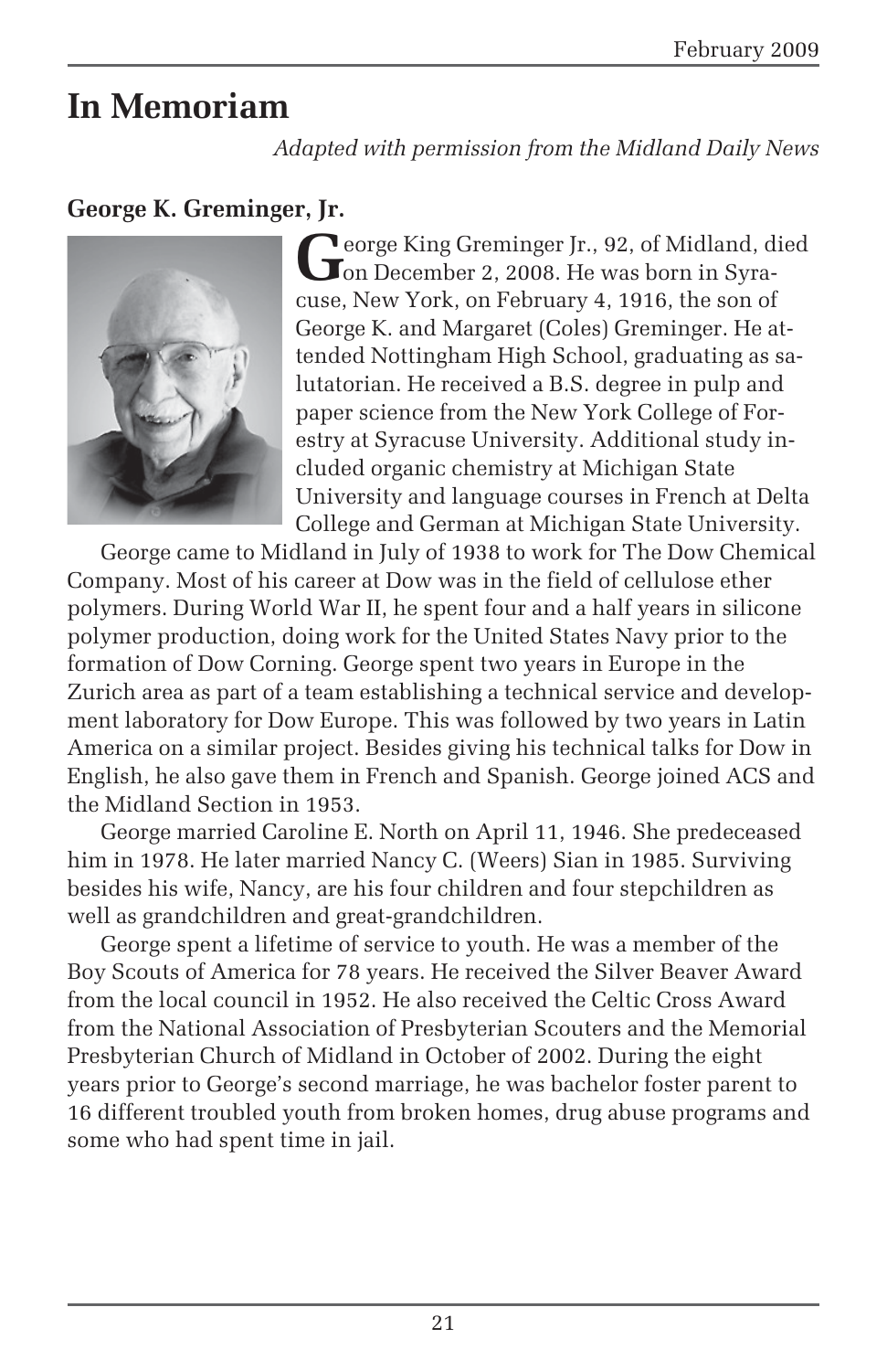# In Memoriam

*Adapted with permission from the Midland Daily News*

**George K. Greminger, Jr.**

George King Greminger Jr., 92, of Midland, died on December 2, 2008. He was born in Syracuse, New York, on February 4, 1916, the son of George K. and Margaret (Coles) Greminger. He attended Nottingham High School, graduating as salutatorian. He received a B.S. degree in pulp and paper science from the New York College of Forestry at Syracuse University. Additional study included organic chemistry at Michigan State University and language courses in French at Delta College and German at Michigan State University.

George came to Midland in July of 1938 to work for The Dow Chemical Company. Most of his career at Dow was in the field of cellulose ether polymers. During World War II, he spent four and a half years in silicone polymer production, doing work for the United States Navy prior to the formation of Dow Corning. George spent two years in Europe in the Zurich area as part of a team establishing a technical service and development laboratory for Dow Europe. This was followed by two years in Latin America on a similar project. Besides giving his technical talks for Dow in English, he also gave them in French and Spanish. George joined ACS and the Midland Section in 1953.

George married Caroline E. North on April 11, 1946. She predeceased him in 1978. He later married Nancy C. (Weers) Sian in 1985. Surviving besides his wife, Nancy, are his four children and four stepchildren as well as grandchildren and great-grandchildren.

George spent a lifetime of service to youth. He was a member of the Boy Scouts of America for 78 years. He received the Silver Beaver Award from the local council in 1952. He also received the Celtic Cross Award from the National Association of Presbyterian Scouters and the Memorial Presbyterian Church of Midland in October of 2002. During the eight years prior to George's second marriage, he was bachelor foster parent to 16 different troubled youth from broken homes, drug abuse programs and some who had spent time in jail.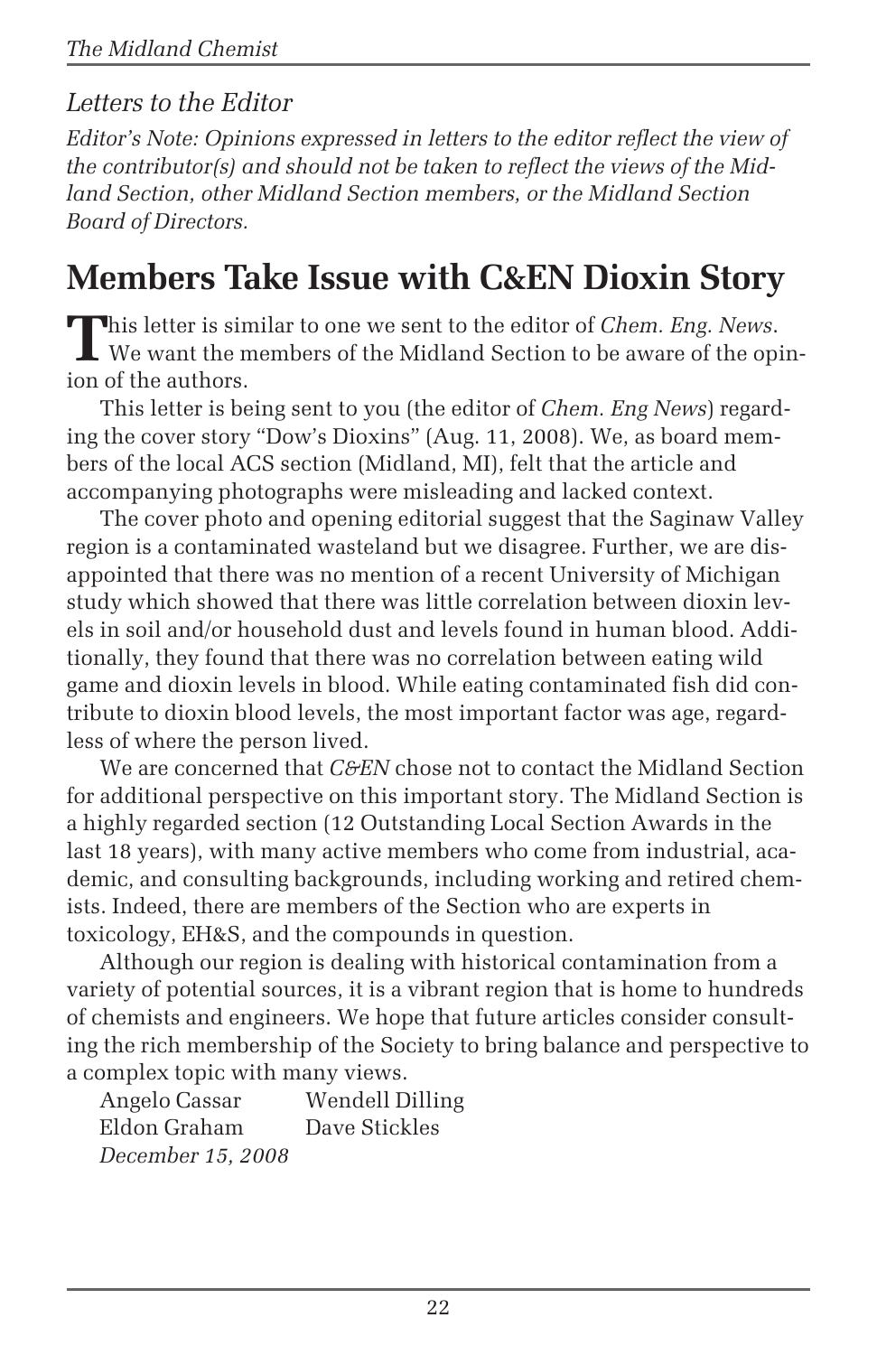## *Letters to the Editor*

*Editor's Note: Opinions expressed in letters to the editor reflect the view of the contributor(s) and should not be taken to reflect the views of the Midland Section, other Midland Section members, or the Midland Section Board of Directors.*

# Members Take Issue with C&EN Dioxin Story

This letter is similar to one we sent to the editor of *Chem. Eng. News*. We want the members of the Midland Section to be aware of the opinion of the authors.

This letter is being sent to you (the editor of *Chem. Eng News*) regarding the cover story "Dow's Dioxins" (Aug. 11, 2008). We, as board members of the local ACS section (Midland, MI), felt that the article and accompanying photographs were misleading and lacked context.

The cover photo and opening editorial suggest that the Saginaw Valley region is a contaminated wasteland but we disagree. Further, we are disappointed that there was no mention of a recent University of Michigan study which showed that there was little correlation between dioxin levels in soil and/or household dust and levels found in human blood. Additionally, they found that there was no correlation between eating wild game and dioxin levels in blood. While eating contaminated fish did contribute to dioxin blood levels, the most important factor was age, regardless of where the person lived.

We are concerned that *C&EN* chose not to contact the Midland Section for additional perspective on this important story. The Midland Section is a highly regarded section (12 Outstanding Local Section Awards in the last 18 years), with many active members who come from industrial, academic, and consulting backgrounds, including working and retired chemists. Indeed, there are members of the Section who are experts in toxicology, EH&S, and the compounds in question.

Although our region is dealing with historical contamination from a variety of potential sources, it is a vibrant region that is home to hundreds of chemists and engineers. We hope that future articles consider consulting the rich membership of the Society to bring balance and perspective to a complex topic with many views.

Angelo Cassar  
Wendell Dilling  
Eldon Graham  
Dave Stickles  
*December 15, 2008*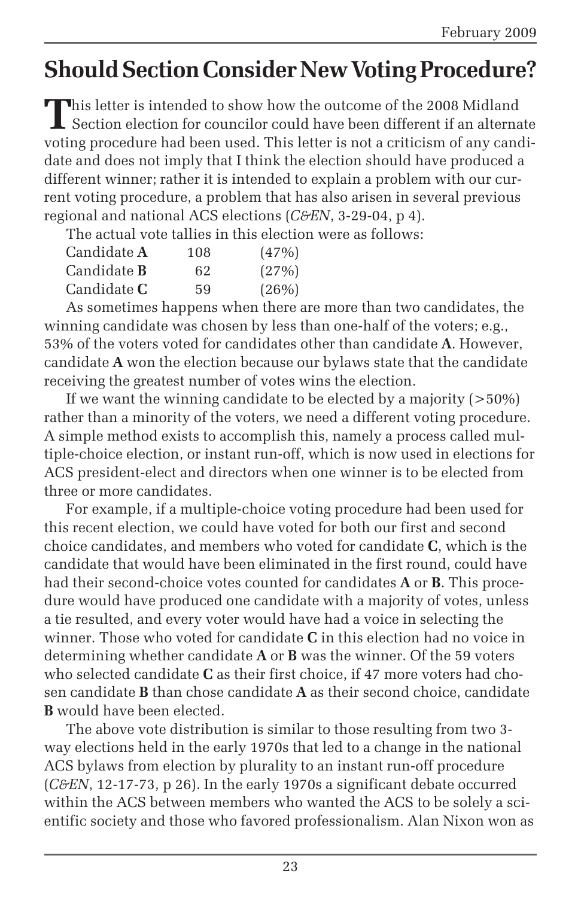# Should Section Consider New Voting Procedure?

This letter is intended to show how the outcome of the 2008 Midland Section election for councilor could have been different if an alternate voting procedure had been used. This letter is not a criticism of any candidate and does not imply that I think the election should have produced a different winner; rather it is intended to explain a problem with our current voting procedure, a problem that has also arisen in several previous regional and national ACS elections (*C&EN*, 3-29-04, p 4).

The actual vote tallies in this election were as follows:

| | | |
|---|---|---|
| Candidate **A** | 108 | (47%) |
| Candidate **B** | 62 | (27%) |
| Candidate **C** | 59 | (26%) |

As sometimes happens when there are more than two candidates, the winning candidate was chosen by less than one-half of the voters; e.g., 53% of the voters voted for candidates other than candidate **A**. However, candidate **A** won the election because our bylaws state that the candidate receiving the greatest number of votes wins the election.

If we want the winning candidate to be elected by a majority (>50%) rather than a minority of the voters, we need a different voting procedure. A simple method exists to accomplish this, namely a process called multiple-choice election, or instant run-off, which is now used in elections for ACS president-elect and directors when one winner is to be elected from three or more candidates.

For example, if a multiple-choice voting procedure had been used for this recent election, we could have voted for both our first and second choice candidates, and members who voted for candidate **C**, which is the candidate that would have been eliminated in the first round, could have had their second-choice votes counted for candidates **A** or **B**. This procedure would have produced one candidate with a majority of votes, unless a tie resulted, and every voter would have had a voice in selecting the winner. Those who voted for candidate **C** in this election had no voice in determining whether candidate **A** or **B** was the winner. Of the 59 voters who selected candidate **C** as their first choice, if 47 more voters had chosen candidate **B** than chose candidate **A** as their second choice, candidate **B** would have been elected.

The above vote distribution is similar to those resulting from two 3-way elections held in the early 1970s that led to a change in the national ACS bylaws from election by plurality to an instant run-off procedure (*C&EN*, 12-17-73, p 26). In the early 1970s a significant debate occurred within the ACS between members who wanted the ACS to be solely a scientific society and those who favored professionalism. Alan Nixon won as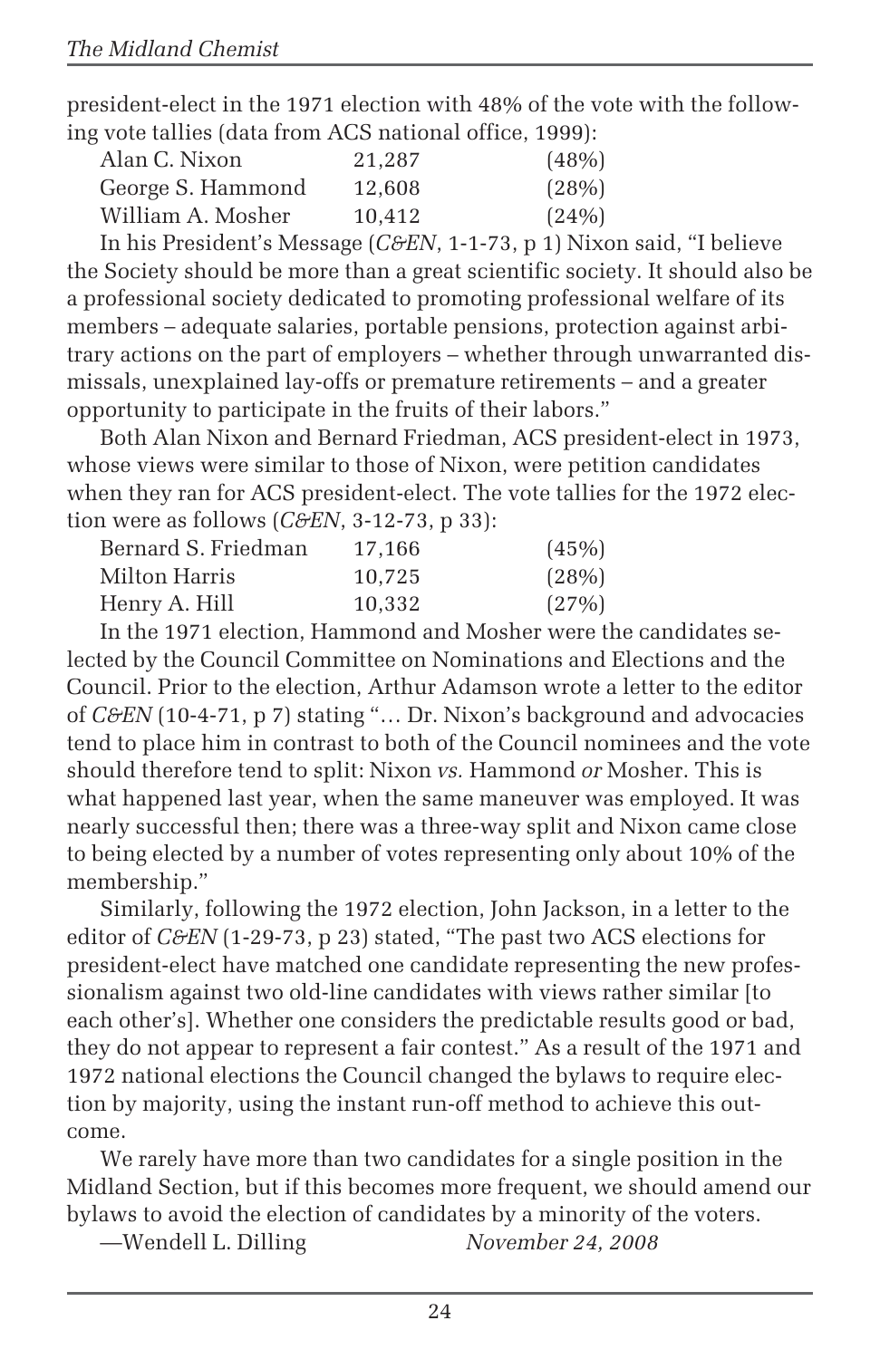president-elect in the 1971 election with 48% of the vote with the following vote tallies (data from ACS national office, 1999):

| | | |
|---|---|---|
| Alan C. Nixon | 21,287 | (48%) |
| George S. Hammond | 12,608 | (28%) |
| William A. Mosher | 10,412 | (24%) |

In his President's Message (*C&EN*, 1-1-73, p 1) Nixon said, "I believe the Society should be more than a great scientific society. It should also be a professional society dedicated to promoting professional welfare of its members – adequate salaries, portable pensions, protection against arbitrary actions on the part of employers – whether through unwarranted dismissals, unexplained lay-offs or premature retirements – and a greater opportunity to participate in the fruits of their labors."

Both Alan Nixon and Bernard Friedman, ACS president-elect in 1973, whose views were similar to those of Nixon, were petition candidates when they ran for ACS president-elect. The vote tallies for the 1972 election were as follows (*C&EN*, 3-12-73, p 33):

| | | |
|---|---|---|
| Bernard S. Friedman | 17,166 | (45%) |
| Milton Harris | 10,725 | (28%) |
| Henry A. Hill | 10,332 | (27%) |

In the 1971 election, Hammond and Mosher were the candidates selected by the Council Committee on Nominations and Elections and the Council. Prior to the election, Arthur Adamson wrote a letter to the editor of *C&EN* (10-4-71, p 7) stating "… Dr. Nixon's background and advocacies tend to place him in contrast to both of the Council nominees and the vote should therefore tend to split: Nixon *vs.* Hammond *or* Mosher. This is what happened last year, when the same maneuver was employed. It was nearly successful then; there was a three-way split and Nixon came close to being elected by a number of votes representing only about 10% of the membership."

Similarly, following the 1972 election, John Jackson, in a letter to the editor of *C&EN* (1-29-73, p 23) stated, "The past two ACS elections for president-elect have matched one candidate representing the new professionalism against two old-line candidates with views rather similar [to each other's]. Whether one considers the predictable results good or bad, they do not appear to represent a fair contest." As a result of the 1971 and 1972 national elections the Council changed the bylaws to require election by majority, using the instant run-off method to achieve this outcome.

We rarely have more than two candidates for a single position in the Midland Section, but if this becomes more frequent, we should amend our bylaws to avoid the election of candidates by a minority of the voters.

—Wendell L. Dilling *November 24, 2008*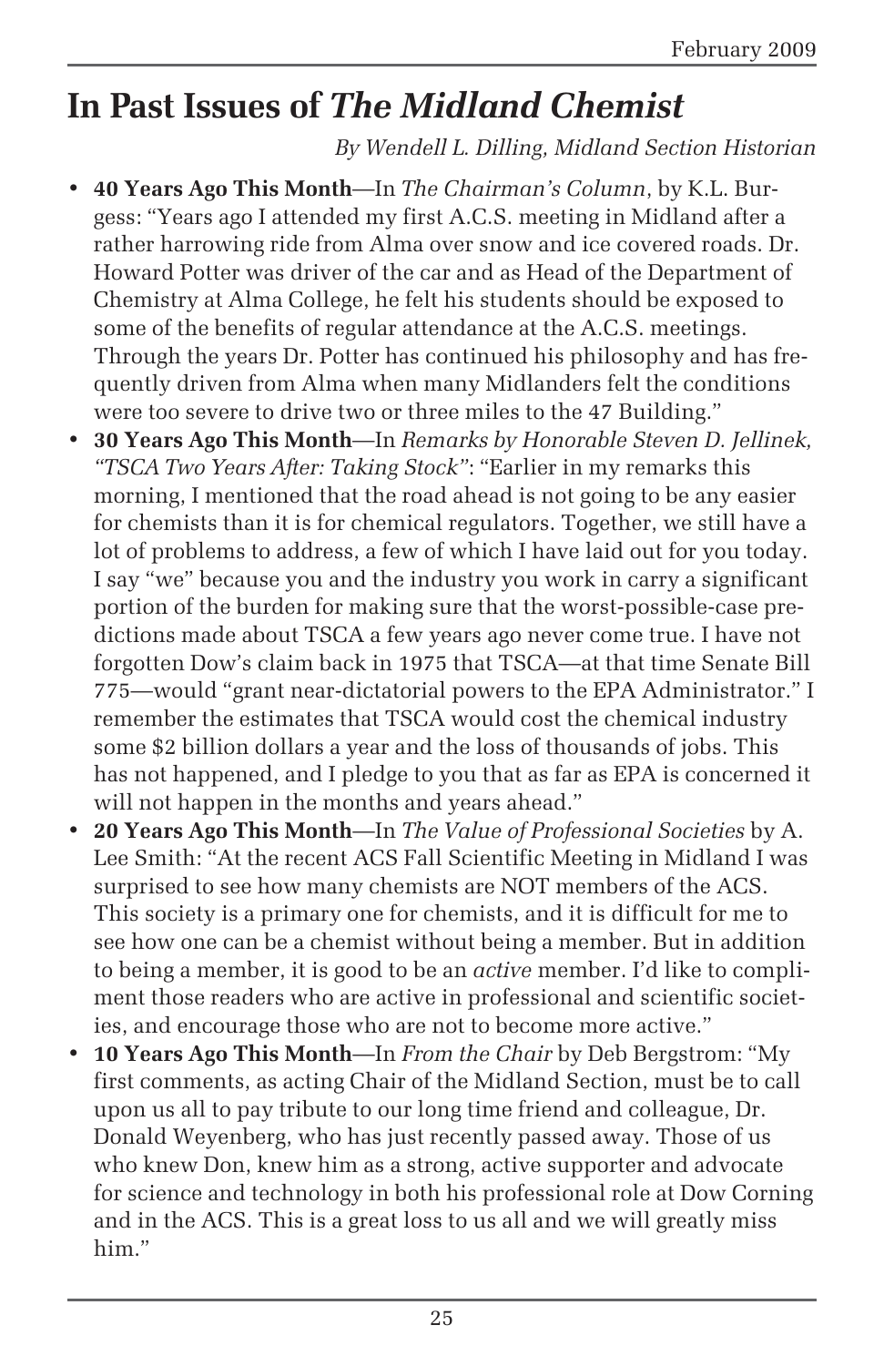# In Past Issues of *The Midland Chemist*

*By Wendell L. Dilling, Midland Section Historian*

- **40 Years Ago This Month**—In *The Chairman's Column*, by K.L. Burgess: "Years ago I attended my first A.C.S. meeting in Midland after a rather harrowing ride from Alma over snow and ice covered roads. Dr. Howard Potter was driver of the car and as Head of the Department of Chemistry at Alma College, he felt his students should be exposed to some of the benefits of regular attendance at the A.C.S. meetings. Through the years Dr. Potter has continued his philosophy and has frequently driven from Alma when many Midlanders felt the conditions were too severe to drive two or three miles to the 47 Building."
- **30 Years Ago This Month**—In *Remarks by Honorable Steven D. Jellinek, "TSCA Two Years After: Taking Stock"*: "Earlier in my remarks this morning, I mentioned that the road ahead is not going to be any easier for chemists than it is for chemical regulators. Together, we still have a lot of problems to address, a few of which I have laid out for you today. I say "we" because you and the industry you work in carry a significant portion of the burden for making sure that the worst-possible-case predictions made about TSCA a few years ago never come true. I have not forgotten Dow's claim back in 1975 that TSCA—at that time Senate Bill 775—would "grant near-dictatorial powers to the EPA Administrator." I remember the estimates that TSCA would cost the chemical industry some $2 billion dollars a year and the loss of thousands of jobs. This has not happened, and I pledge to you that as far as EPA is concerned it will not happen in the months and years ahead."
- **20 Years Ago This Month**—In *The Value of Professional Societies* by A. Lee Smith: "At the recent ACS Fall Scientific Meeting in Midland I was surprised to see how many chemists are NOT members of the ACS. This society is a primary one for chemists, and it is difficult for me to see how one can be a chemist without being a member. But in addition to being a member, it is good to be an *active* member. I'd like to compliment those readers who are active in professional and scientific societies, and encourage those who are not to become more active."
- **10 Years Ago This Month**—In *From the Chair* by Deb Bergstrom: "My first comments, as acting Chair of the Midland Section, must be to call upon us all to pay tribute to our long time friend and colleague, Dr. Donald Weyenberg, who has just recently passed away. Those of us who knew Don, knew him as a strong, active supporter and advocate for science and technology in both his professional role at Dow Corning and in the ACS. This is a great loss to us all and we will greatly miss him."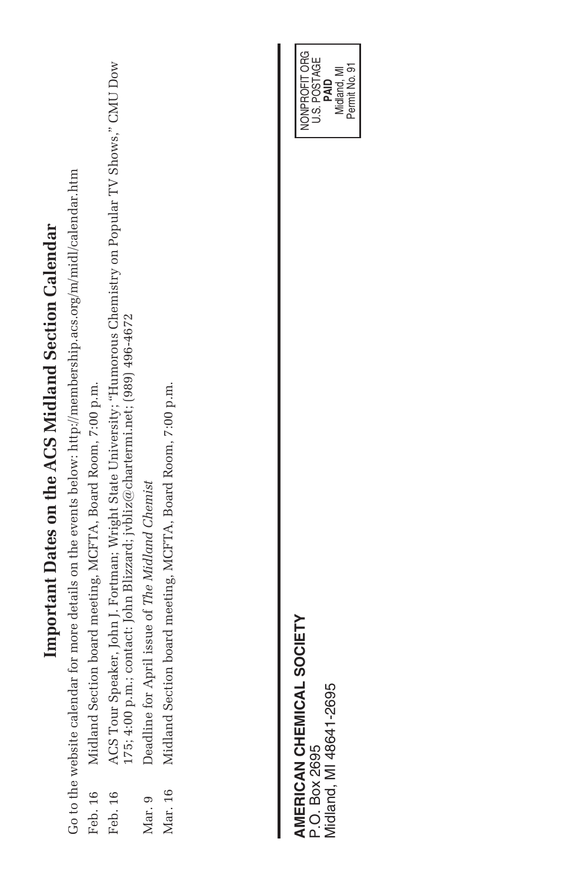## Important Dates on the ACS Midland Section Calendar

Go to the website calendar for more details on the events below: http://membership.acs.org/m/midl/calendar.htm

| | |
|---|---|
| Feb. 16 | Midland Section board meeting, MCFTA, Board Room, 7:00 p.m. |
| Feb. 16 | ACS Tour Speaker, John J. Fortman; Wright State University; "Humorous Chemistry on Popular TV Shows," CMU Dow 175; 4:00 p.m.; contact: John Blizzard; jvbliz@chartermi.net; (989) 496-4672 |
| Mar. 9 | Deadline for April issue of *The Midland Chemist* |
| Mar. 16 | Midland Section board meeting, MCFTA, Board Room, 7:00 p.m. |

**AMERICAN CHEMICAL SOCIETY**
P.O. Box 2695
Midland, MI 48641-2695

NONPROFIT ORG
U.S. POSTAGE
**PAID**
Midland, MI
Permit No. 91